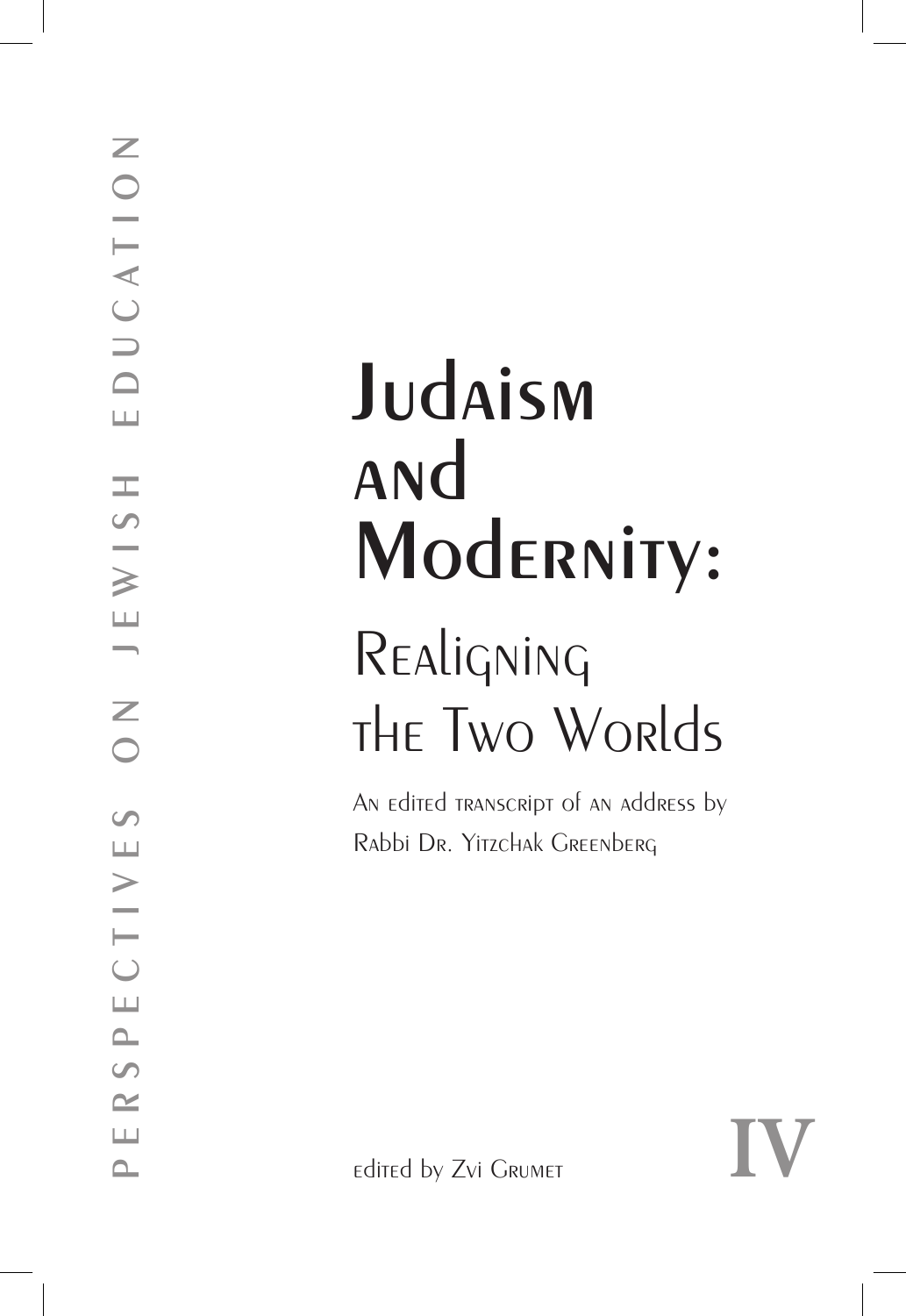PERSPECTIVES ON JEWISH EDUCATION

# Judaism and Modernity:

## Realigning the Two Worlds

An edited transcript of an address by
Rabbi Dr. Yitzchak Greenberg

edited by Zvi Grumet

IV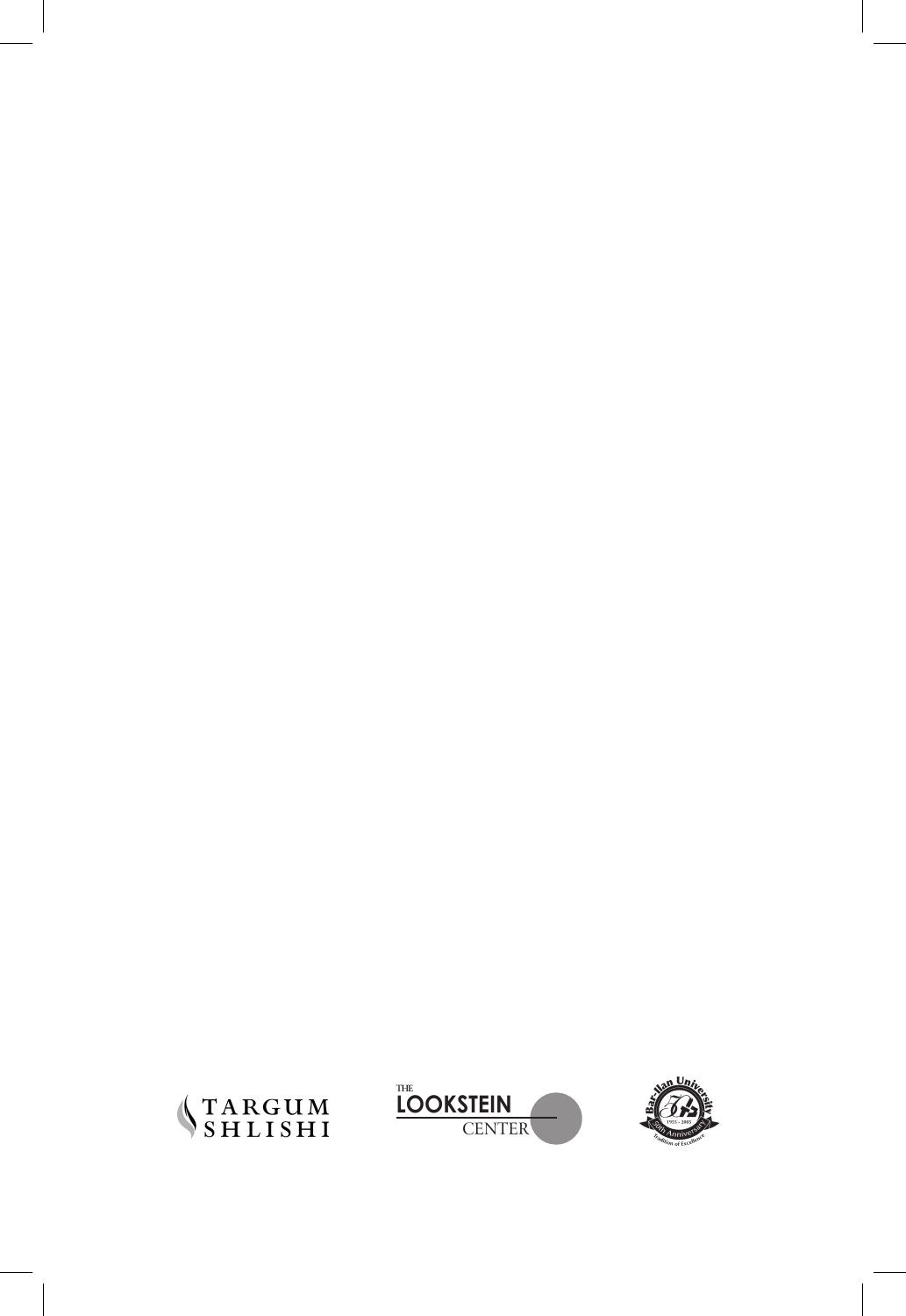TARGUM SHLISHI

THE LOOKSTEIN CENTER

Bar-Ilan University 50th Anniversary 1955 - 2005 Tradition of Excellence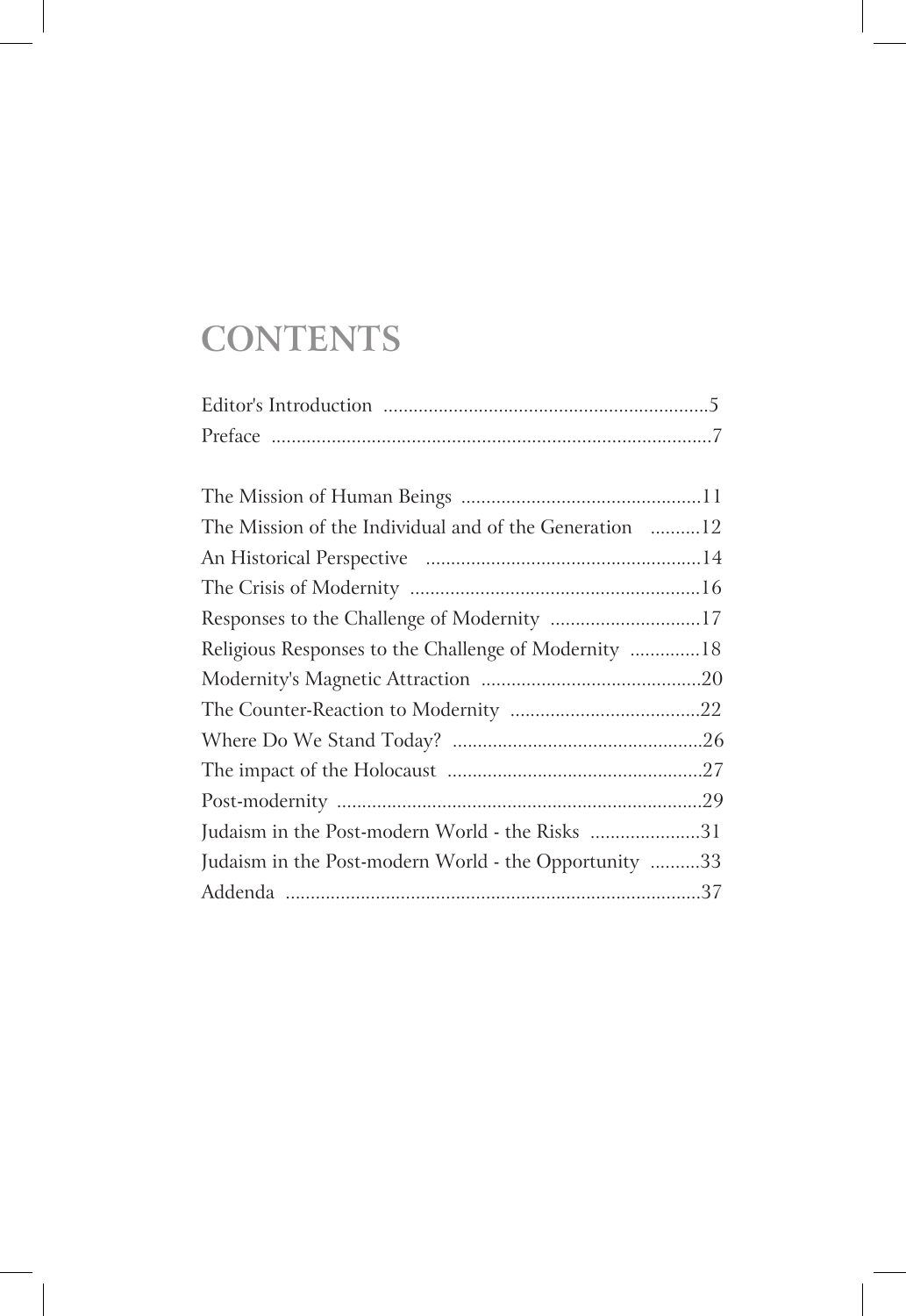# CONTENTS

Editor's Introduction ................................................................5
Preface .......................................................................................7

The Mission of Human Beings ................................................11
The Mission of the Individual and of the Generation ..........12
An Historical Perspective .......................................................14
The Crisis of Modernity ..........................................................16
Responses to the Challenge of Modernity ..............................17
Religious Responses to the Challenge of Modernity ..............18
Modernity's Magnetic Attraction ............................................20
The Counter-Reaction to Modernity ......................................22
Where Do We Stand Today? ..................................................26
The impact of the Holocaust ...................................................27
Post-modernity .........................................................................29
Judaism in the Post-modern World - the Risks ......................31
Judaism in the Post-modern World - the Opportunity ..........33
Addenda ...................................................................................37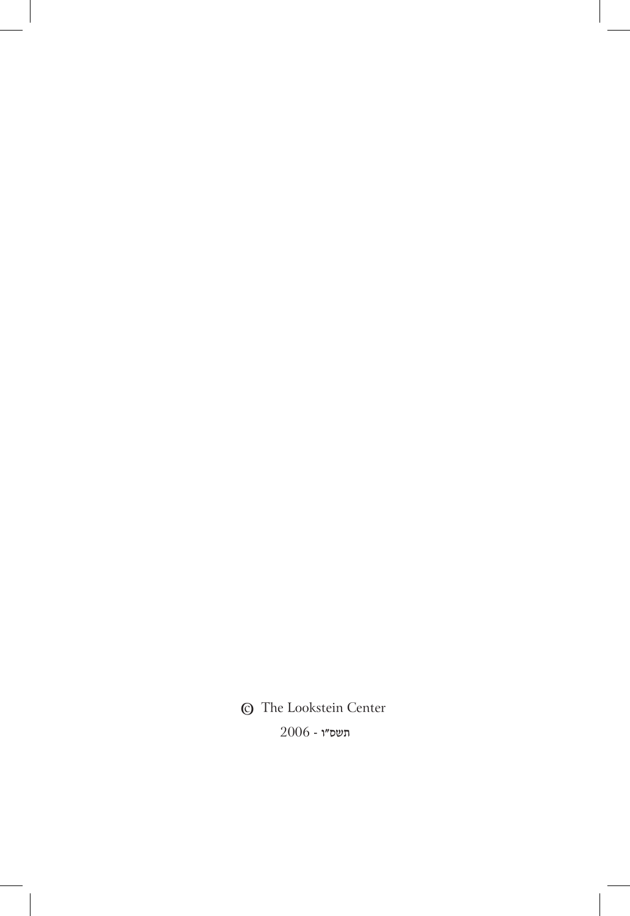© The Lookstein Center

2006 - תשס״ו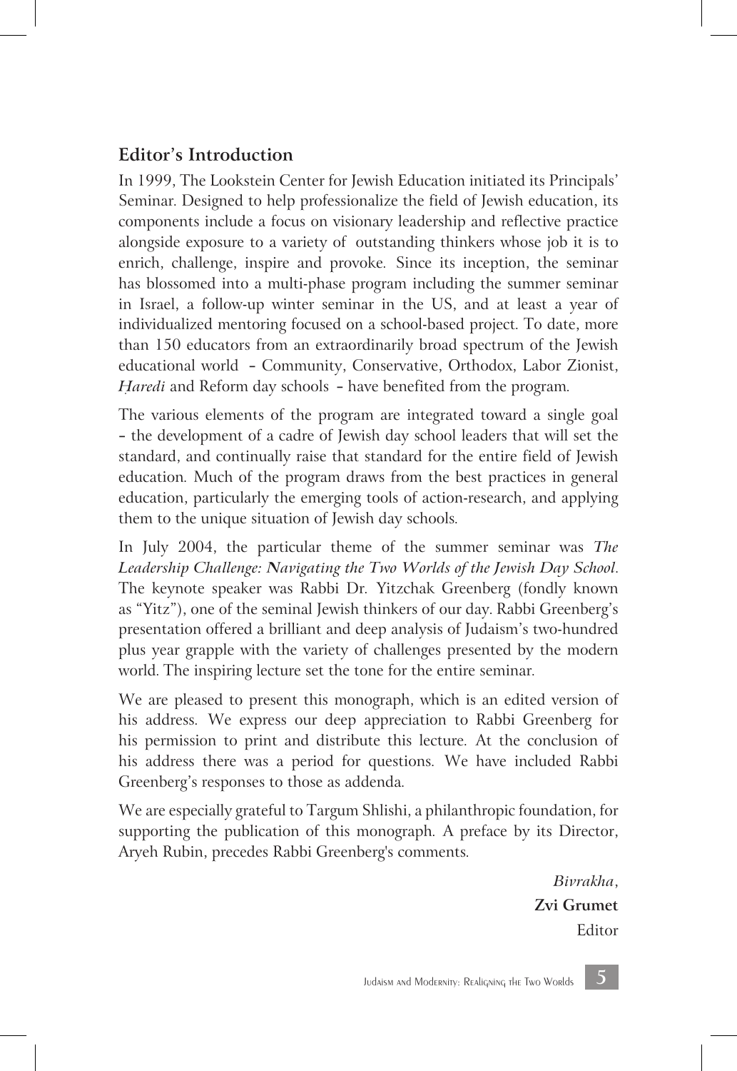## Editor's Introduction

In 1999, The Lookstein Center for Jewish Education initiated its Principals' Seminar. Designed to help professionalize the field of Jewish education, its components include a focus on visionary leadership and reflective practice alongside exposure to a variety of outstanding thinkers whose job it is to enrich, challenge, inspire and provoke. Since its inception, the seminar has blossomed into a multi-phase program including the summer seminar in Israel, a follow-up winter seminar in the US, and at least a year of individualized mentoring focused on a school-based project. To date, more than 150 educators from an extraordinarily broad spectrum of the Jewish educational world - Community, Conservative, Orthodox, Labor Zionist, *Ḥaredi* and Reform day schools - have benefited from the program.

The various elements of the program are integrated toward a single goal - the development of a cadre of Jewish day school leaders that will set the standard, and continually raise that standard for the entire field of Jewish education. Much of the program draws from the best practices in general education, particularly the emerging tools of action-research, and applying them to the unique situation of Jewish day schools.

In July 2004, the particular theme of the summer seminar was *The Leadership Challenge: Navigating the Two Worlds of the Jewish Day School*. The keynote speaker was Rabbi Dr. Yitzchak Greenberg (fondly known as "Yitz"), one of the seminal Jewish thinkers of our day. Rabbi Greenberg's presentation offered a brilliant and deep analysis of Judaism's two-hundred plus year grapple with the variety of challenges presented by the modern world. The inspiring lecture set the tone for the entire seminar.

We are pleased to present this monograph, which is an edited version of his address. We express our deep appreciation to Rabbi Greenberg for his permission to print and distribute this lecture. At the conclusion of his address there was a period for questions. We have included Rabbi Greenberg's responses to those as addenda.

We are especially grateful to Targum Shlishi, a philanthropic foundation, for supporting the publication of this monograph. A preface by its Director, Aryeh Rubin, precedes Rabbi Greenberg's comments.

*Bivrakha*,
**Zvi Grumet**
Editor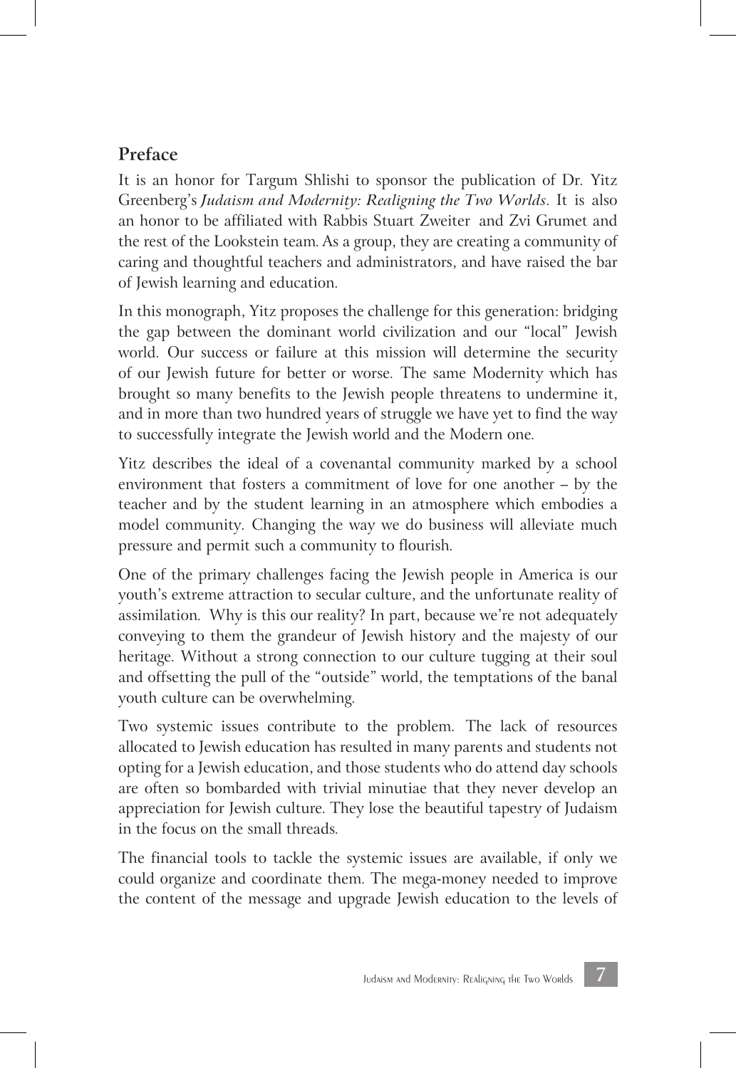## Preface

It is an honor for Targum Shlishi to sponsor the publication of Dr. Yitz Greenberg's *Judaism and Modernity: Realigning the Two Worlds*. It is also an honor to be affiliated with Rabbis Stuart Zweiter and Zvi Grumet and the rest of the Lookstein team. As a group, they are creating a community of caring and thoughtful teachers and administrators, and have raised the bar of Jewish learning and education.

In this monograph, Yitz proposes the challenge for this generation: bridging the gap between the dominant world civilization and our "local" Jewish world. Our success or failure at this mission will determine the security of our Jewish future for better or worse. The same Modernity which has brought so many benefits to the Jewish people threatens to undermine it, and in more than two hundred years of struggle we have yet to find the way to successfully integrate the Jewish world and the Modern one.

Yitz describes the ideal of a covenantal community marked by a school environment that fosters a commitment of love for one another – by the teacher and by the student learning in an atmosphere which embodies a model community. Changing the way we do business will alleviate much pressure and permit such a community to flourish.

One of the primary challenges facing the Jewish people in America is our youth's extreme attraction to secular culture, and the unfortunate reality of assimilation. Why is this our reality? In part, because we're not adequately conveying to them the grandeur of Jewish history and the majesty of our heritage. Without a strong connection to our culture tugging at their soul and offsetting the pull of the "outside" world, the temptations of the banal youth culture can be overwhelming.

Two systemic issues contribute to the problem. The lack of resources allocated to Jewish education has resulted in many parents and students not opting for a Jewish education, and those students who do attend day schools are often so bombarded with trivial minutiae that they never develop an appreciation for Jewish culture. They lose the beautiful tapestry of Judaism in the focus on the small threads.

The financial tools to tackle the systemic issues are available, if only we could organize and coordinate them. The mega-money needed to improve the content of the message and upgrade Jewish education to the levels of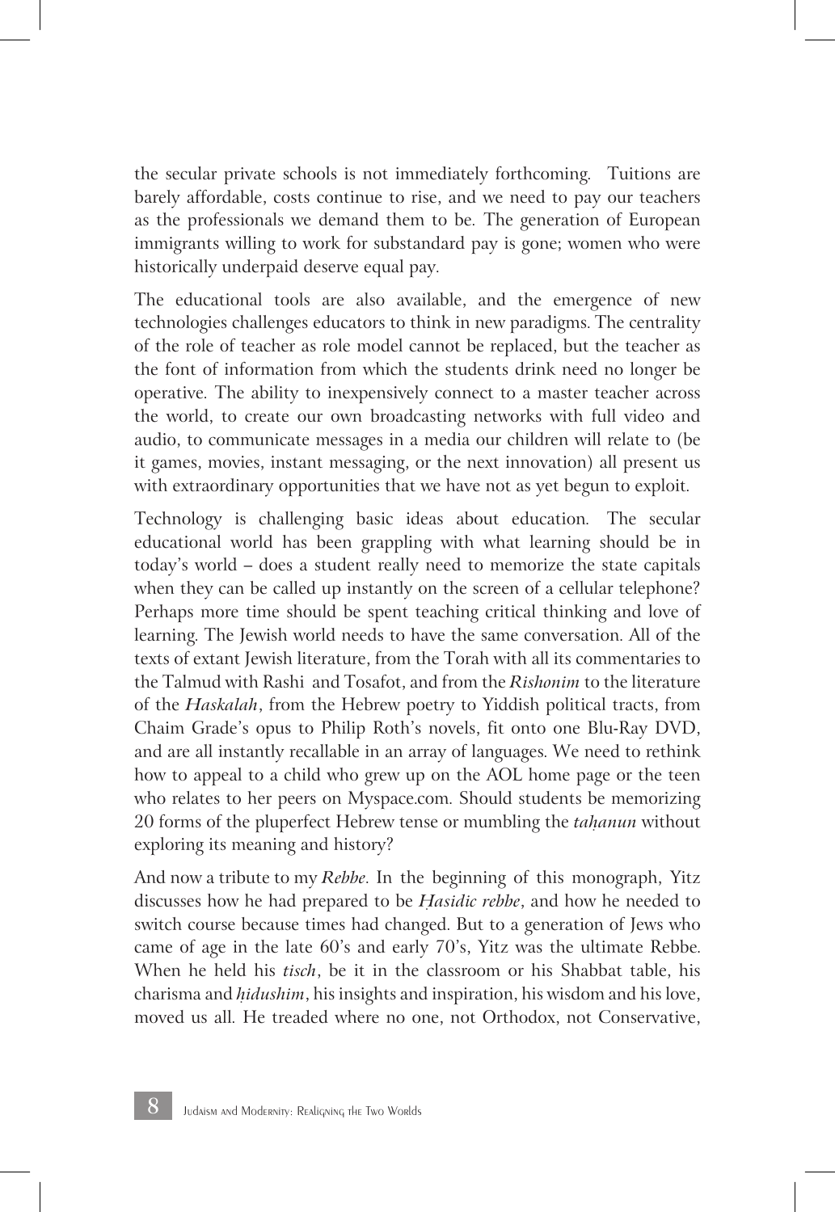the secular private schools is not immediately forthcoming. Tuitions are barely affordable, costs continue to rise, and we need to pay our teachers as the professionals we demand them to be. The generation of European immigrants willing to work for substandard pay is gone; women who were historically underpaid deserve equal pay.

The educational tools are also available, and the emergence of new technologies challenges educators to think in new paradigms. The centrality of the role of teacher as role model cannot be replaced, but the teacher as the font of information from which the students drink need no longer be operative. The ability to inexpensively connect to a master teacher across the world, to create our own broadcasting networks with full video and audio, to communicate messages in a media our children will relate to (be it games, movies, instant messaging, or the next innovation) all present us with extraordinary opportunities that we have not as yet begun to exploit.

Technology is challenging basic ideas about education. The secular educational world has been grappling with what learning should be in today's world – does a student really need to memorize the state capitals when they can be called up instantly on the screen of a cellular telephone? Perhaps more time should be spent teaching critical thinking and love of learning. The Jewish world needs to have the same conversation. All of the texts of extant Jewish literature, from the Torah with all its commentaries to the Talmud with Rashi and Tosafot, and from the *Rishonim* to the literature of the *Haskalah*, from the Hebrew poetry to Yiddish political tracts, from Chaim Grade's opus to Philip Roth's novels, fit onto one Blu-Ray DVD, and are all instantly recallable in an array of languages. We need to rethink how to appeal to a child who grew up on the AOL home page or the teen who relates to her peers on Myspace.com. Should students be memorizing 20 forms of the pluperfect Hebrew tense or mumbling the *taḥanun* without exploring its meaning and history?

And now a tribute to my *Rebbe*. In the beginning of this monograph, Yitz discusses how he had prepared to be *Ḥasidic rebbe*, and how he needed to switch course because times had changed. But to a generation of Jews who came of age in the late 60's and early 70's, Yitz was the ultimate Rebbe. When he held his *tisch*, be it in the classroom or his Shabbat table, his charisma and *ḥidushim*, his insights and inspiration, his wisdom and his love, moved us all. He treaded where no one, not Orthodox, not Conservative,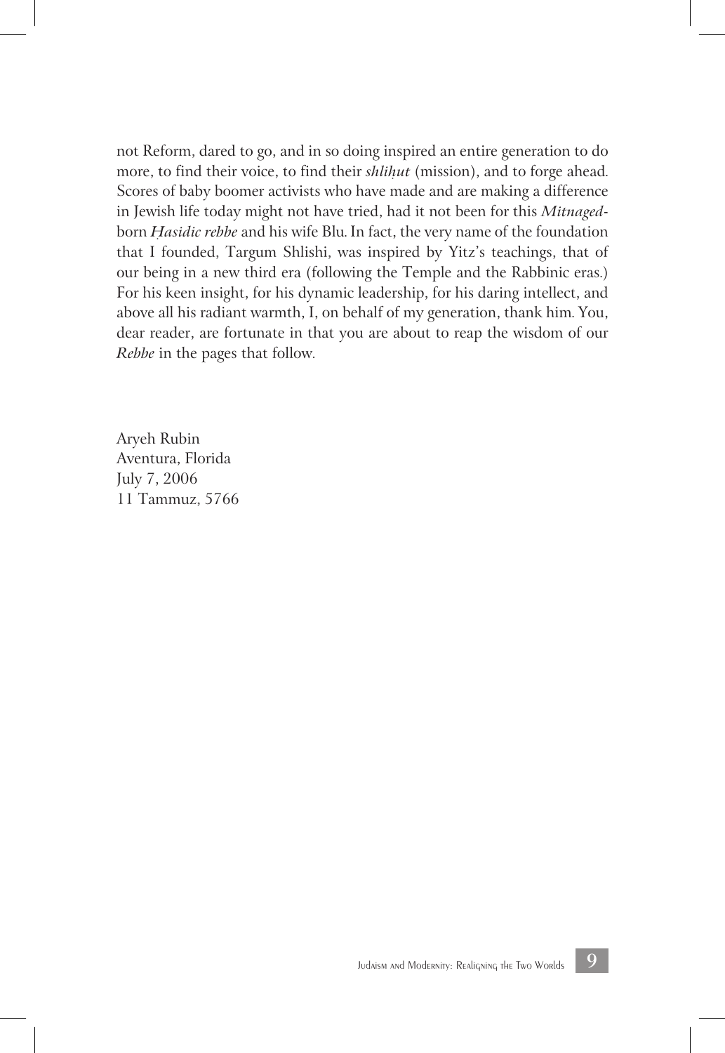not Reform, dared to go, and in so doing inspired an entire generation to do more, to find their voice, to find their *shliḥut* (mission), and to forge ahead. Scores of baby boomer activists who have made and are making a difference in Jewish life today might not have tried, had it not been for this *Mitnaged*-born *Ḥasidic rebbe* and his wife Blu. In fact, the very name of the foundation that I founded, Targum Shlishi, was inspired by Yitz's teachings, that of our being in a new third era (following the Temple and the Rabbinic eras.) For his keen insight, for his dynamic leadership, for his daring intellect, and above all his radiant warmth, I, on behalf of my generation, thank him. You, dear reader, are fortunate in that you are about to reap the wisdom of our *Rebbe* in the pages that follow.

Aryeh Rubin
Aventura, Florida
July 7, 2006
11 Tammuz, 5766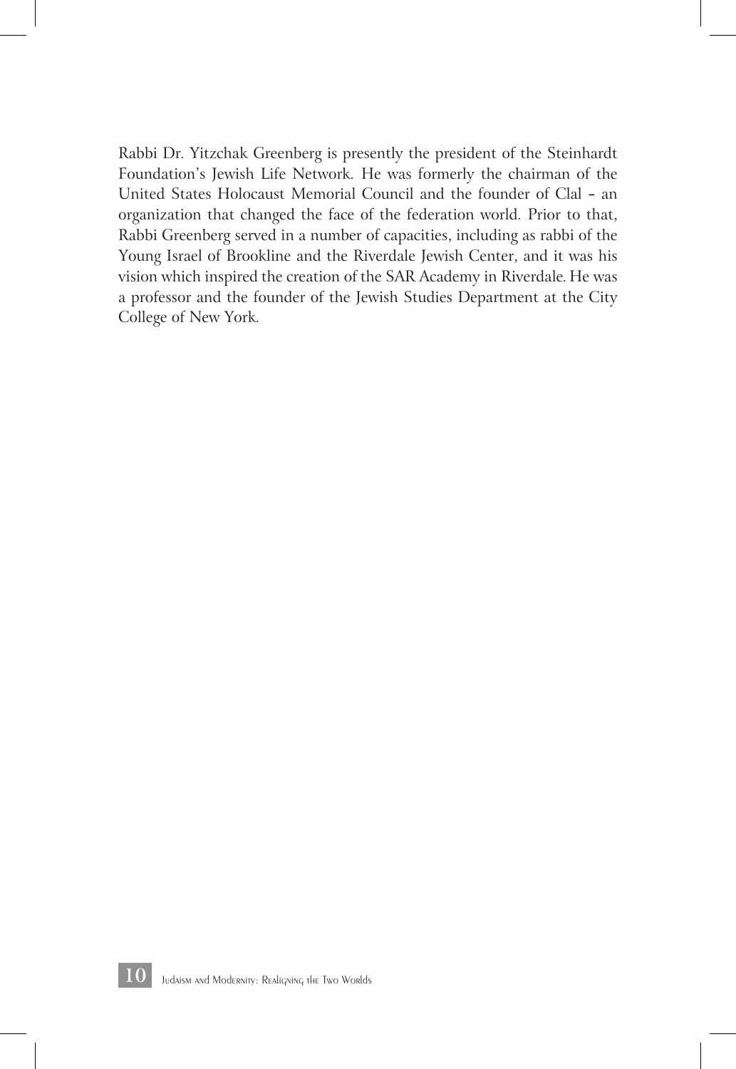Rabbi Dr. Yitzchak Greenberg is presently the president of the Steinhardt Foundation's Jewish Life Network. He was formerly the chairman of the United States Holocaust Memorial Council and the founder of Clal – an organization that changed the face of the federation world. Prior to that, Rabbi Greenberg served in a number of capacities, including as rabbi of the Young Israel of Brookline and the Riverdale Jewish Center, and it was his vision which inspired the creation of the SAR Academy in Riverdale. He was a professor and the founder of the Jewish Studies Department at the City College of New York.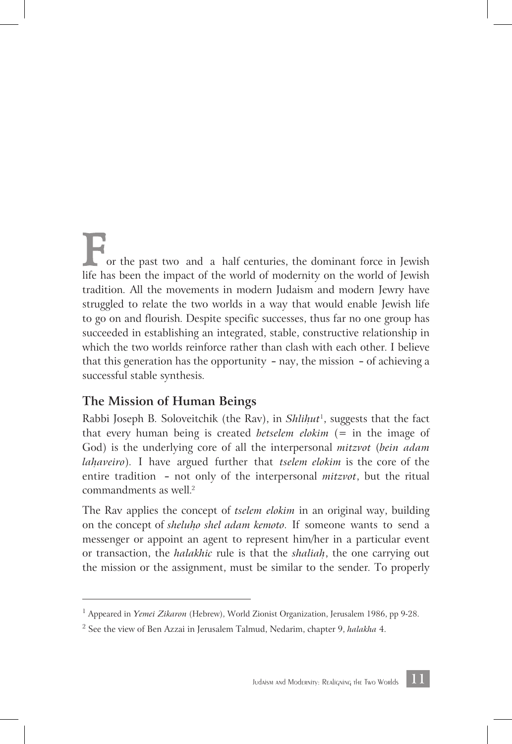For the past two and a half centuries, the dominant force in Jewish life has been the impact of the world of modernity on the world of Jewish tradition. All the movements in modern Judaism and modern Jewry have struggled to relate the two worlds in a way that would enable Jewish life to go on and flourish. Despite specific successes, thus far no one group has succeeded in establishing an integrated, stable, constructive relationship in which the two worlds reinforce rather than clash with each other. I believe that this generation has the opportunity - nay, the mission - of achieving a successful stable synthesis.

## The Mission of Human Beings

Rabbi Joseph B. Soloveitchik (the Rav), in *Shliḥut*[1], suggests that the fact that every human being is created *betselem elokim* (= in the image of God) is the underlying core of all the interpersonal *mitzvot* (*bein adam laḥaveiro*). I have argued further that *tselem elokim* is the core of the entire tradition - not only of the interpersonal *mitzvot*, but the ritual commandments as well.[2]

The Rav applies the concept of *tselem elokim* in an original way, building on the concept of *sheluḥo shel adam kemoto*. If someone wants to send a messenger or appoint an agent to represent him/her in a particular event or transaction, the *halakhic* rule is that the *shaliaḥ*, the one carrying out the mission or the assignment, must be similar to the sender. To properly

---

[1] Appeared in *Yemei Zikaron* (Hebrew), World Zionist Organization, Jerusalem 1986, pp 9-28.

[2] See the view of Ben Azzai in Jerusalem Talmud, Nedarim, chapter 9, *halakha* 4.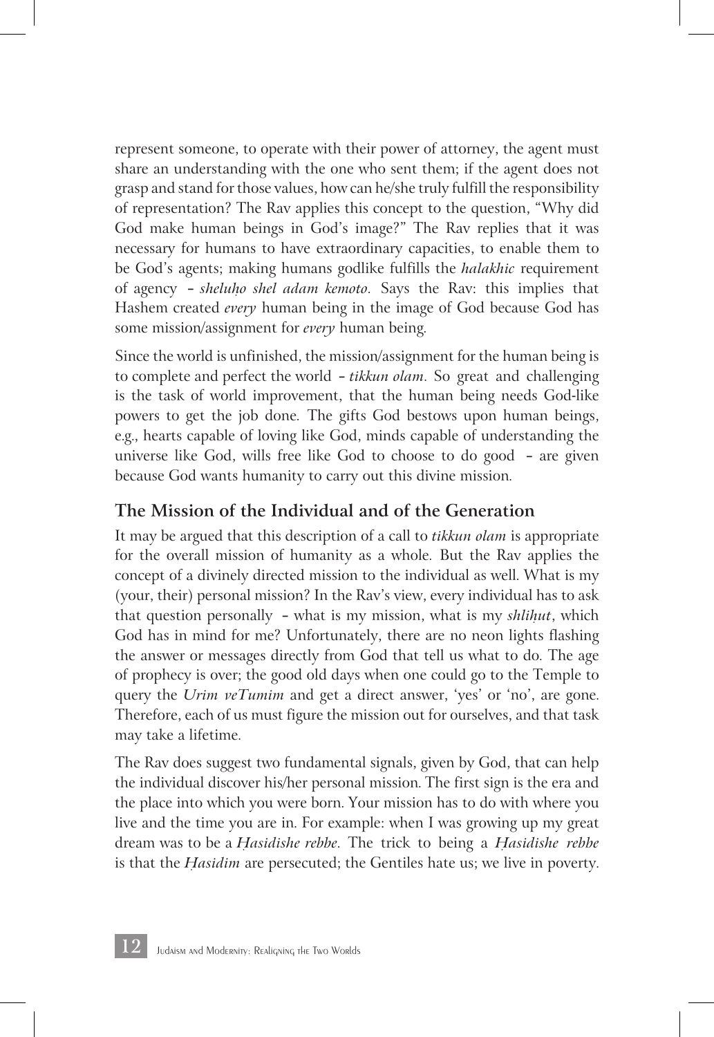represent someone, to operate with their power of attorney, the agent must share an understanding with the one who sent them; if the agent does not grasp and stand for those values, how can he/she truly fulfill the responsibility of representation? The Rav applies this concept to the question, "Why did God make human beings in God's image?" The Rav replies that it was necessary for humans to have extraordinary capacities, to enable them to be God's agents; making humans godlike fulfills the *halakhic* requirement of agency – *sheluḥo shel adam kemoto*. Says the Rav: this implies that Hashem created *every* human being in the image of God because God has some mission/assignment for *every* human being.

Since the world is unfinished, the mission/assignment for the human being is to complete and perfect the world – *tikkun olam*. So great and challenging is the task of world improvement, that the human being needs God-like powers to get the job done. The gifts God bestows upon human beings, e.g., hearts capable of loving like God, minds capable of understanding the universe like God, wills free like God to choose to do good – are given because God wants humanity to carry out this divine mission.

## The Mission of the Individual and of the Generation

It may be argued that this description of a call to *tikkun olam* is appropriate for the overall mission of humanity as a whole. But the Rav applies the concept of a divinely directed mission to the individual as well. What is my (your, their) personal mission? In the Rav's view, every individual has to ask that question personally – what is my mission, what is my *shliḥut*, which God has in mind for me? Unfortunately, there are no neon lights flashing the answer or messages directly from God that tell us what to do. The age of prophecy is over; the good old days when one could go to the Temple to query the *Urim veTumim* and get a direct answer, 'yes' or 'no', are gone. Therefore, each of us must figure the mission out for ourselves, and that task may take a lifetime.

The Rav does suggest two fundamental signals, given by God, that can help the individual discover his/her personal mission. The first sign is the era and the place into which you were born. Your mission has to do with where you live and the time you are in. For example: when I was growing up my great dream was to be a *Ḥasidishe rebbe*. The trick to being a *Ḥasidishe rebbe* is that the *Ḥasidim* are persecuted; the Gentiles hate us; we live in poverty.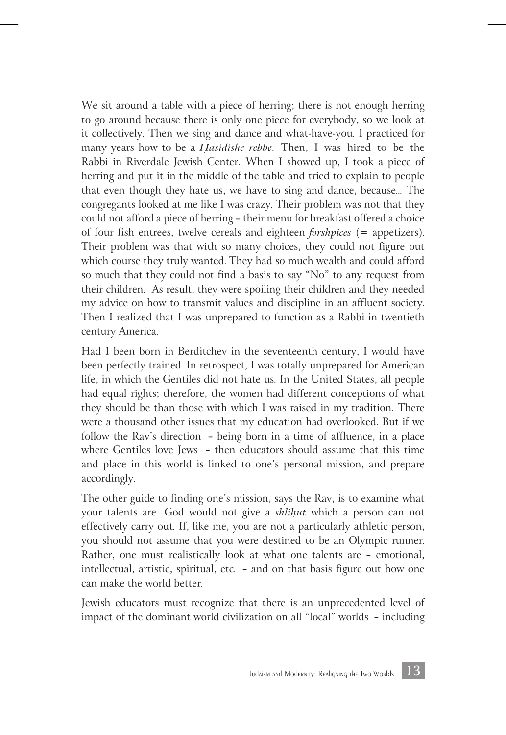We sit around a table with a piece of herring; there is not enough herring to go around because there is only one piece for everybody, so we look at it collectively. Then we sing and dance and what-have-you. I practiced for many years how to be a *Ḥasidishe rebbe*. Then, I was hired to be the Rabbi in Riverdale Jewish Center. When I showed up, I took a piece of herring and put it in the middle of the table and tried to explain to people that even though they hate us, we have to sing and dance, because... The congregants looked at me like I was crazy. Their problem was not that they could not afford a piece of herring – their menu for breakfast offered a choice of four fish entrees, twelve cereals and eighteen *forshpices* (= appetizers). Their problem was that with so many choices, they could not figure out which course they truly wanted. They had so much wealth and could afford so much that they could not find a basis to say "No" to any request from their children. As result, they were spoiling their children and they needed my advice on how to transmit values and discipline in an affluent society. Then I realized that I was unprepared to function as a Rabbi in twentieth century America.

Had I been born in Berditchev in the seventeenth century, I would have been perfectly trained. In retrospect, I was totally unprepared for American life, in which the Gentiles did not hate us. In the United States, all people had equal rights; therefore, the women had different conceptions of what they should be than those with which I was raised in my tradition. There were a thousand other issues that my education had overlooked. But if we follow the Rav's direction – being born in a time of affluence, in a place where Gentiles love Jews – then educators should assume that this time and place in this world is linked to one's personal mission, and prepare accordingly.

The other guide to finding one's mission, says the Rav, is to examine what your talents are. God would not give a *shliḥut* which a person can not effectively carry out. If, like me, you are not a particularly athletic person, you should not assume that you were destined to be an Olympic runner. Rather, one must realistically look at what one talents are – emotional, intellectual, artistic, spiritual, etc. – and on that basis figure out how one can make the world better.

Jewish educators must recognize that there is an unprecedented level of impact of the dominant world civilization on all "local" worlds – including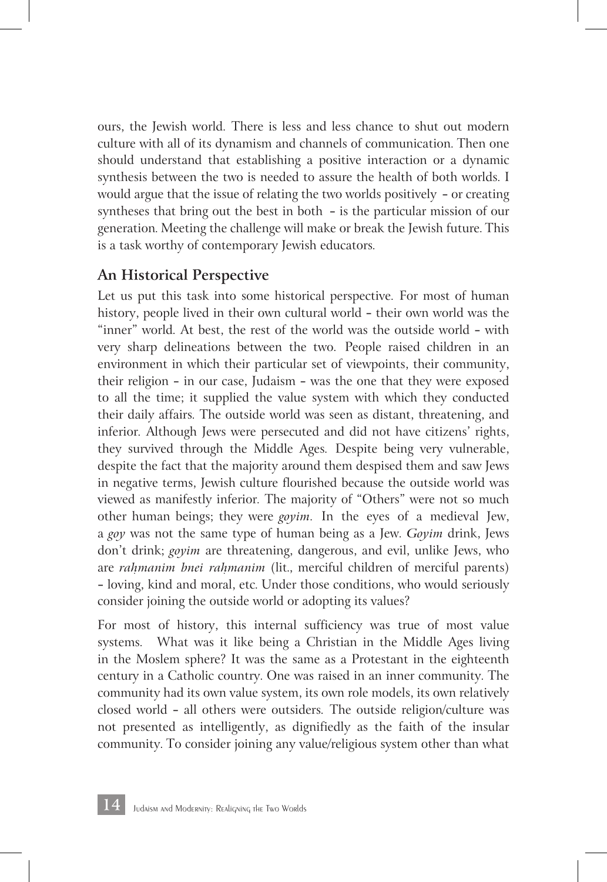ours, the Jewish world. There is less and less chance to shut out modern culture with all of its dynamism and channels of communication. Then one should understand that establishing a positive interaction or a dynamic synthesis between the two is needed to assure the health of both worlds. I would argue that the issue of relating the two worlds positively – or creating syntheses that bring out the best in both – is the particular mission of our generation. Meeting the challenge will make or break the Jewish future. This is a task worthy of contemporary Jewish educators.

## An Historical Perspective

Let us put this task into some historical perspective. For most of human history, people lived in their own cultural world – their own world was the "inner" world. At best, the rest of the world was the outside world – with very sharp delineations between the two. People raised children in an environment in which their particular set of viewpoints, their community, their religion – in our case, Judaism – was the one that they were exposed to all the time; it supplied the value system with which they conducted their daily affairs. The outside world was seen as distant, threatening, and inferior. Although Jews were persecuted and did not have citizens' rights, they survived through the Middle Ages. Despite being very vulnerable, despite the fact that the majority around them despised them and saw Jews in negative terms, Jewish culture flourished because the outside world was viewed as manifestly inferior. The majority of "Others" were not so much other human beings; they were *goyim*. In the eyes of a medieval Jew, a *goy* was not the same type of human being as a Jew. *Goyim* drink, Jews don't drink; *goyim* are threatening, dangerous, and evil, unlike Jews, who are *raḥmanim bnei raḥmanim* (lit., merciful children of merciful parents) – loving, kind and moral, etc. Under those conditions, who would seriously consider joining the outside world or adopting its values?

For most of history, this internal sufficiency was true of most value systems. What was it like being a Christian in the Middle Ages living in the Moslem sphere? It was the same as a Protestant in the eighteenth century in a Catholic country. One was raised in an inner community. The community had its own value system, its own role models, its own relatively closed world – all others were outsiders. The outside religion/culture was not presented as intelligently, as dignifiedly as the faith of the insular community. To consider joining any value/religious system other than what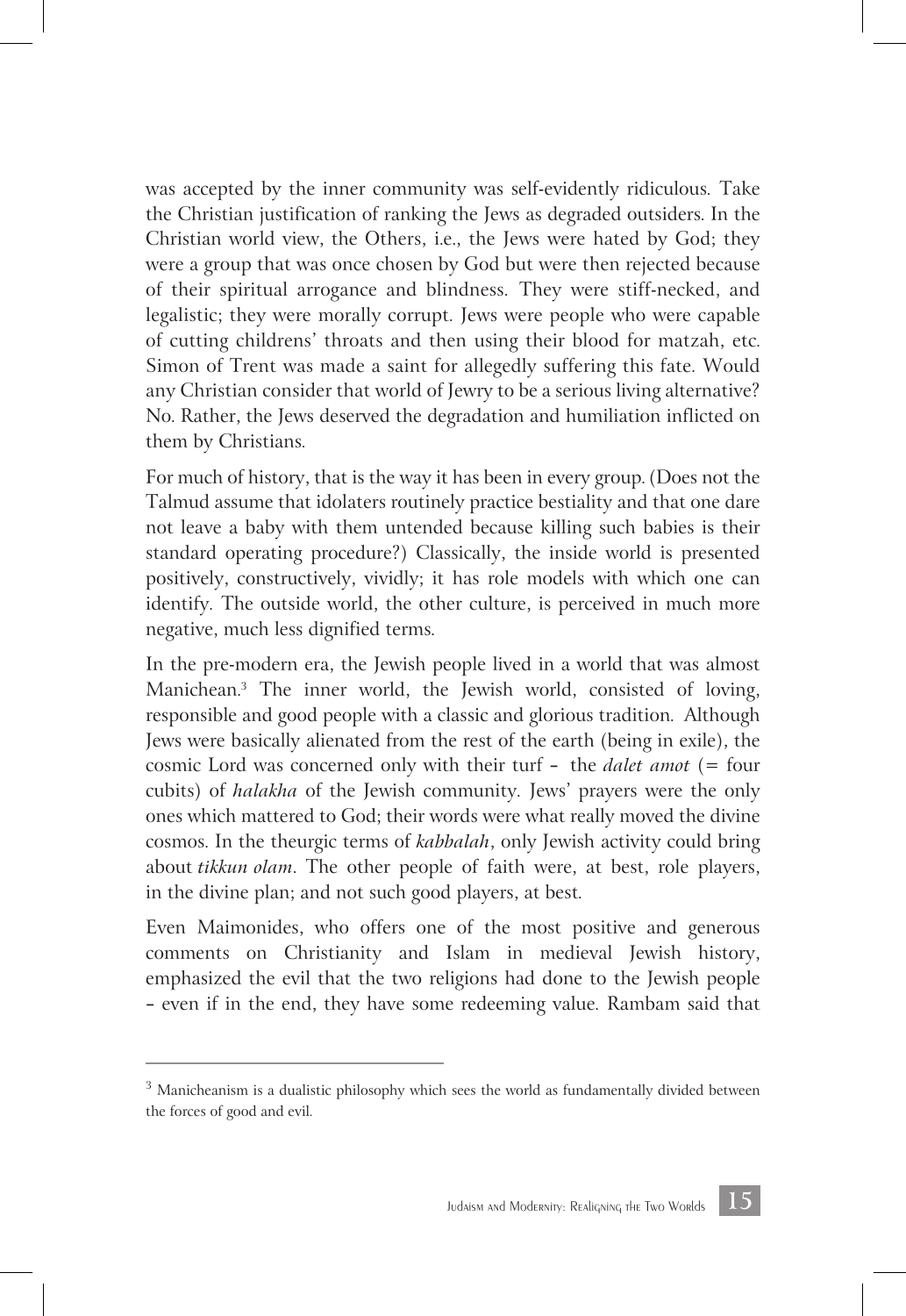was accepted by the inner community was self-evidently ridiculous. Take the Christian justification of ranking the Jews as degraded outsiders. In the Christian world view, the Others, i.e., the Jews were hated by God; they were a group that was once chosen by God but were then rejected because of their spiritual arrogance and blindness. They were stiff-necked, and legalistic; they were morally corrupt. Jews were people who were capable of cutting childrens' throats and then using their blood for matzah, etc. Simon of Trent was made a saint for allegedly suffering this fate. Would any Christian consider that world of Jewry to be a serious living alternative? No. Rather, the Jews deserved the degradation and humiliation inflicted on them by Christians.

For much of history, that is the way it has been in every group. (Does not the Talmud assume that idolaters routinely practice bestiality and that one dare not leave a baby with them untended because killing such babies is their standard operating procedure?) Classically, the inside world is presented positively, constructively, vividly; it has role models with which one can identify. The outside world, the other culture, is perceived in much more negative, much less dignified terms.

In the pre-modern era, the Jewish people lived in a world that was almost Manichean.[3] The inner world, the Jewish world, consisted of loving, responsible and good people with a classic and glorious tradition. Although Jews were basically alienated from the rest of the earth (being in exile), the cosmic Lord was concerned only with their turf – the *dalet amot* (= four cubits) of *halakha* of the Jewish community. Jews' prayers were the only ones which mattered to God; their words were what really moved the divine cosmos. In the theurgic terms of *kabbalah*, only Jewish activity could bring about *tikkun olam*. The other people of faith were, at best, role players, in the divine plan; and not such good players, at best.

Even Maimonides, who offers one of the most positive and generous comments on Christianity and Islam in medieval Jewish history, emphasized the evil that the two religions had done to the Jewish people – even if in the end, they have some redeeming value. Rambam said that

---

[3] Manicheanism is a dualistic philosophy which sees the world as fundamentally divided between the forces of good and evil.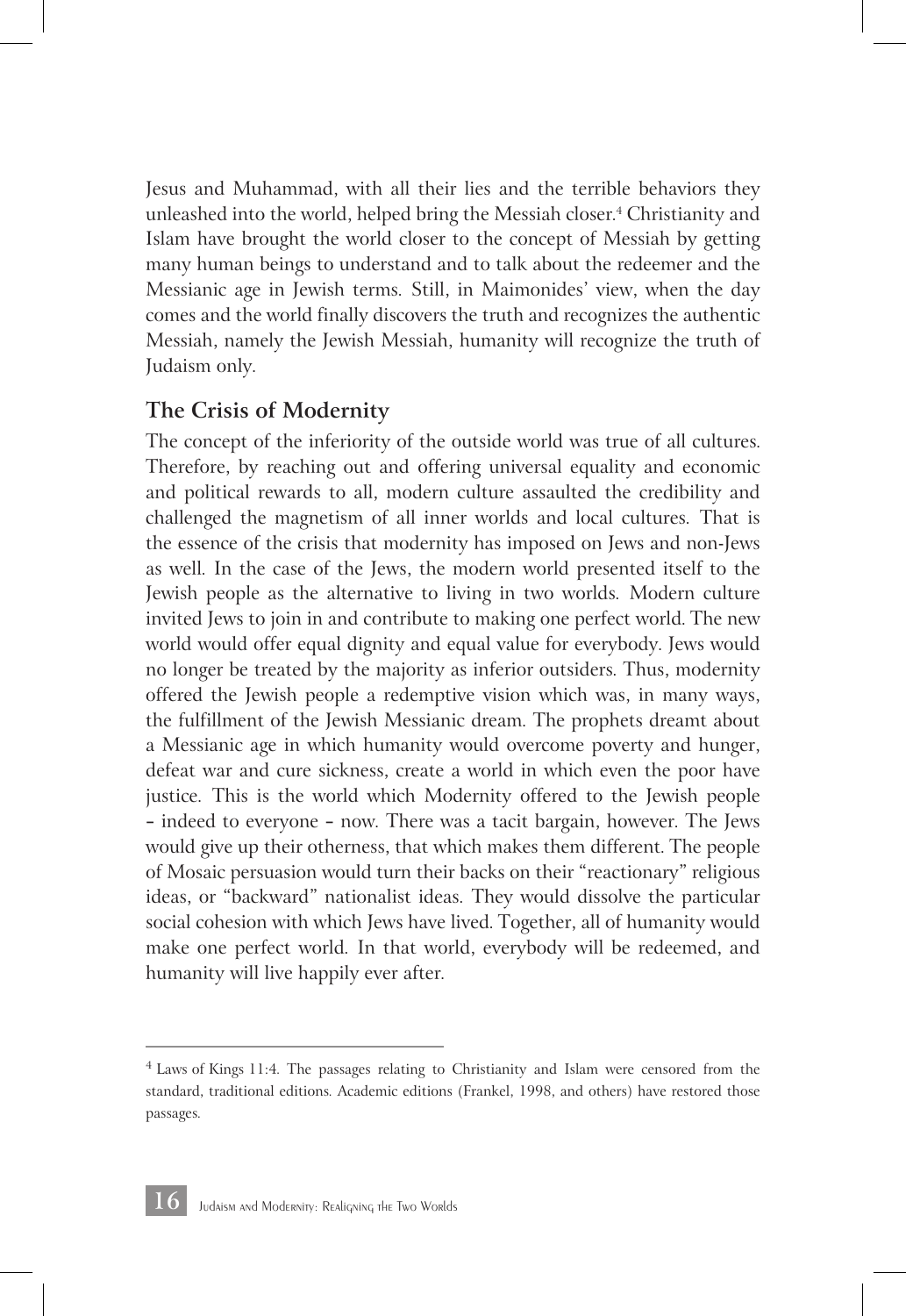Jesus and Muhammad, with all their lies and the terrible behaviors they unleashed into the world, helped bring the Messiah closer.[4] Christianity and Islam have brought the world closer to the concept of Messiah by getting many human beings to understand and to talk about the redeemer and the Messianic age in Jewish terms. Still, in Maimonides' view, when the day comes and the world finally discovers the truth and recognizes the authentic Messiah, namely the Jewish Messiah, humanity will recognize the truth of Judaism only.

## The Crisis of Modernity

The concept of the inferiority of the outside world was true of all cultures. Therefore, by reaching out and offering universal equality and economic and political rewards to all, modern culture assaulted the credibility and challenged the magnetism of all inner worlds and local cultures. That is the essence of the crisis that modernity has imposed on Jews and non-Jews as well. In the case of the Jews, the modern world presented itself to the Jewish people as the alternative to living in two worlds. Modern culture invited Jews to join in and contribute to making one perfect world. The new world would offer equal dignity and equal value for everybody. Jews would no longer be treated by the majority as inferior outsiders. Thus, modernity offered the Jewish people a redemptive vision which was, in many ways, the fulfillment of the Jewish Messianic dream. The prophets dreamt about a Messianic age in which humanity would overcome poverty and hunger, defeat war and cure sickness, create a world in which even the poor have justice. This is the world which Modernity offered to the Jewish people – indeed to everyone – now. There was a tacit bargain, however. The Jews would give up their otherness, that which makes them different. The people of Mosaic persuasion would turn their backs on their "reactionary" religious ideas, or "backward" nationalist ideas. They would dissolve the particular social cohesion with which Jews have lived. Together, all of humanity would make one perfect world. In that world, everybody will be redeemed, and humanity will live happily ever after.

---

[4] Laws of Kings 11:4. The passages relating to Christianity and Islam were censored from the standard, traditional editions. Academic editions (Frankel, 1998, and others) have restored those passages.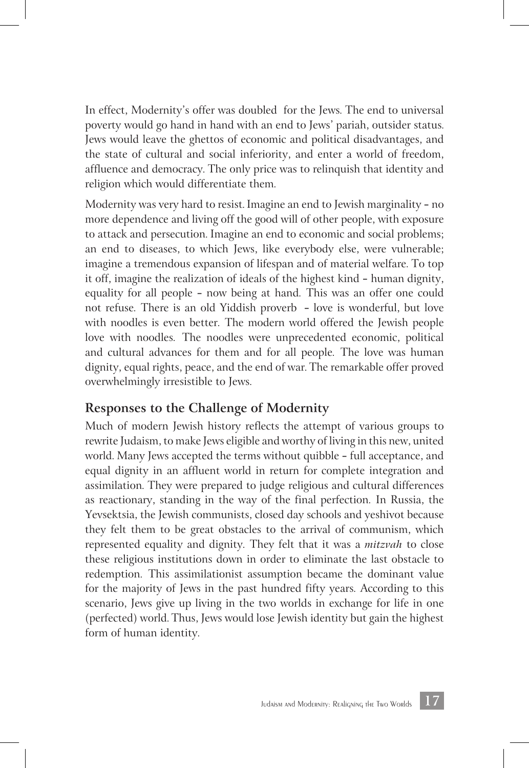In effect, Modernity's offer was doubled for the Jews. The end to universal poverty would go hand in hand with an end to Jews' pariah, outsider status. Jews would leave the ghettos of economic and political disadvantages, and the state of cultural and social inferiority, and enter a world of freedom, affluence and democracy. The only price was to relinquish that identity and religion which would differentiate them.

Modernity was very hard to resist. Imagine an end to Jewish marginality – no more dependence and living off the good will of other people, with exposure to attack and persecution. Imagine an end to economic and social problems; an end to diseases, to which Jews, like everybody else, were vulnerable; imagine a tremendous expansion of lifespan and of material welfare. To top it off, imagine the realization of ideals of the highest kind – human dignity, equality for all people – now being at hand. This was an offer one could not refuse. There is an old Yiddish proverb – love is wonderful, but love with noodles is even better. The modern world offered the Jewish people love with noodles. The noodles were unprecedented economic, political and cultural advances for them and for all people. The love was human dignity, equal rights, peace, and the end of war. The remarkable offer proved overwhelmingly irresistible to Jews.

## Responses to the Challenge of Modernity

Much of modern Jewish history reflects the attempt of various groups to rewrite Judaism, to make Jews eligible and worthy of living in this new, united world. Many Jews accepted the terms without quibble – full acceptance, and equal dignity in an affluent world in return for complete integration and assimilation. They were prepared to judge religious and cultural differences as reactionary, standing in the way of the final perfection. In Russia, the Yevsektsia, the Jewish communists, closed day schools and yeshivot because they felt them to be great obstacles to the arrival of communism, which represented equality and dignity. They felt that it was a *mitzvah* to close these religious institutions down in order to eliminate the last obstacle to redemption. This assimilationist assumption became the dominant value for the majority of Jews in the past hundred fifty years. According to this scenario, Jews give up living in the two worlds in exchange for life in one (perfected) world. Thus, Jews would lose Jewish identity but gain the highest form of human identity.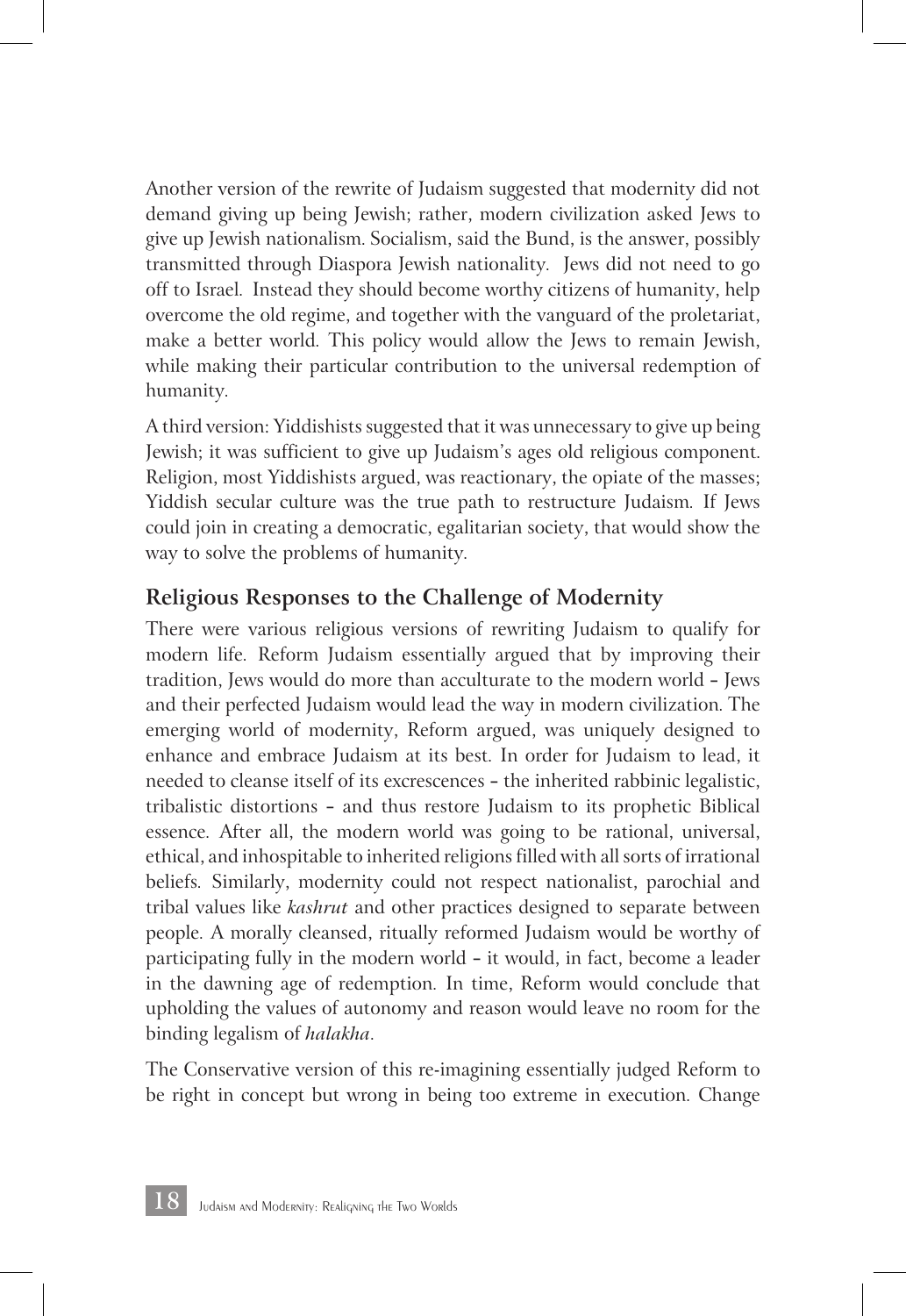Another version of the rewrite of Judaism suggested that modernity did not demand giving up being Jewish; rather, modern civilization asked Jews to give up Jewish nationalism. Socialism, said the Bund, is the answer, possibly transmitted through Diaspora Jewish nationality. Jews did not need to go off to Israel. Instead they should become worthy citizens of humanity, help overcome the old regime, and together with the vanguard of the proletariat, make a better world. This policy would allow the Jews to remain Jewish, while making their particular contribution to the universal redemption of humanity.

A third version: Yiddishists suggested that it was unnecessary to give up being Jewish; it was sufficient to give up Judaism's ages old religious component. Religion, most Yiddishists argued, was reactionary, the opiate of the masses; Yiddish secular culture was the true path to restructure Judaism. If Jews could join in creating a democratic, egalitarian society, that would show the way to solve the problems of humanity.

## Religious Responses to the Challenge of Modernity

There were various religious versions of rewriting Judaism to qualify for modern life. Reform Judaism essentially argued that by improving their tradition, Jews would do more than acculturate to the modern world – Jews and their perfected Judaism would lead the way in modern civilization. The emerging world of modernity, Reform argued, was uniquely designed to enhance and embrace Judaism at its best. In order for Judaism to lead, it needed to cleanse itself of its excrescences – the inherited rabbinic legalistic, tribalistic distortions – and thus restore Judaism to its prophetic Biblical essence. After all, the modern world was going to be rational, universal, ethical, and inhospitable to inherited religions filled with all sorts of irrational beliefs. Similarly, modernity could not respect nationalist, parochial and tribal values like *kashrut* and other practices designed to separate between people. A morally cleansed, ritually reformed Judaism would be worthy of participating fully in the modern world – it would, in fact, become a leader in the dawning age of redemption. In time, Reform would conclude that upholding the values of autonomy and reason would leave no room for the binding legalism of *halakha*.

The Conservative version of this re-imagining essentially judged Reform to be right in concept but wrong in being too extreme in execution. Change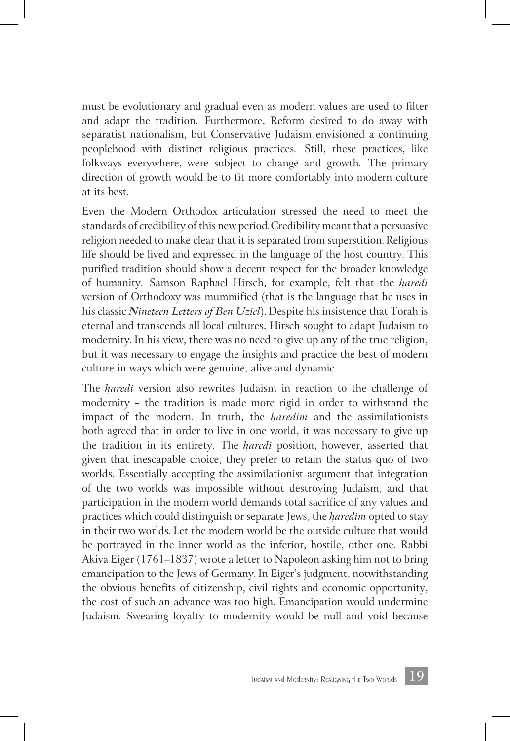must be evolutionary and gradual even as modern values are used to filter and adapt the tradition. Furthermore, Reform desired to do away with separatist nationalism, but Conservative Judaism envisioned a continuing peoplehood with distinct religious practices. Still, these practices, like folkways everywhere, were subject to change and growth. The primary direction of growth would be to fit more comfortably into modern culture at its best.

Even the Modern Orthodox articulation stressed the need to meet the standards of credibility of this new period. Credibility meant that a persuasive religion needed to make clear that it is separated from superstition. Religious life should be lived and expressed in the language of the host country. This purified tradition should show a decent respect for the broader knowledge of humanity. Samson Raphael Hirsch, for example, felt that the *ḥaredi* version of Orthodoxy was mummified (that is the language that he uses in his classic ***Nineteen Letters of Ben Uziel***). Despite his insistence that Torah is eternal and transcends all local cultures, Hirsch sought to adapt Judaism to modernity. In his view, there was no need to give up any of the true religion, but it was necessary to engage the insights and practice the best of modern culture in ways which were genuine, alive and dynamic.

The *ḥaredi* version also rewrites Judaism in reaction to the challenge of modernity – the tradition is made more rigid in order to withstand the impact of the modern. In truth, the *ḥaredim* and the assimilationists both agreed that in order to live in one world, it was necessary to give up the tradition in its entirety. The *ḥaredi* position, however, asserted that given that inescapable choice, they prefer to retain the status quo of two worlds. Essentially accepting the assimilationist argument that integration of the two worlds was impossible without destroying Judaism, and that participation in the modern world demands total sacrifice of any values and practices which could distinguish or separate Jews, the *ḥaredim* opted to stay in their two worlds. Let the modern world be the outside culture that would be portrayed in the inner world as the inferior, hostile, other one. Rabbi Akiva Eiger (1761–1837) wrote a letter to Napoleon asking him not to bring emancipation to the Jews of Germany. In Eiger's judgment, notwithstanding the obvious benefits of citizenship, civil rights and economic opportunity, the cost of such an advance was too high. Emancipation would undermine Judaism. Swearing loyalty to modernity would be null and void because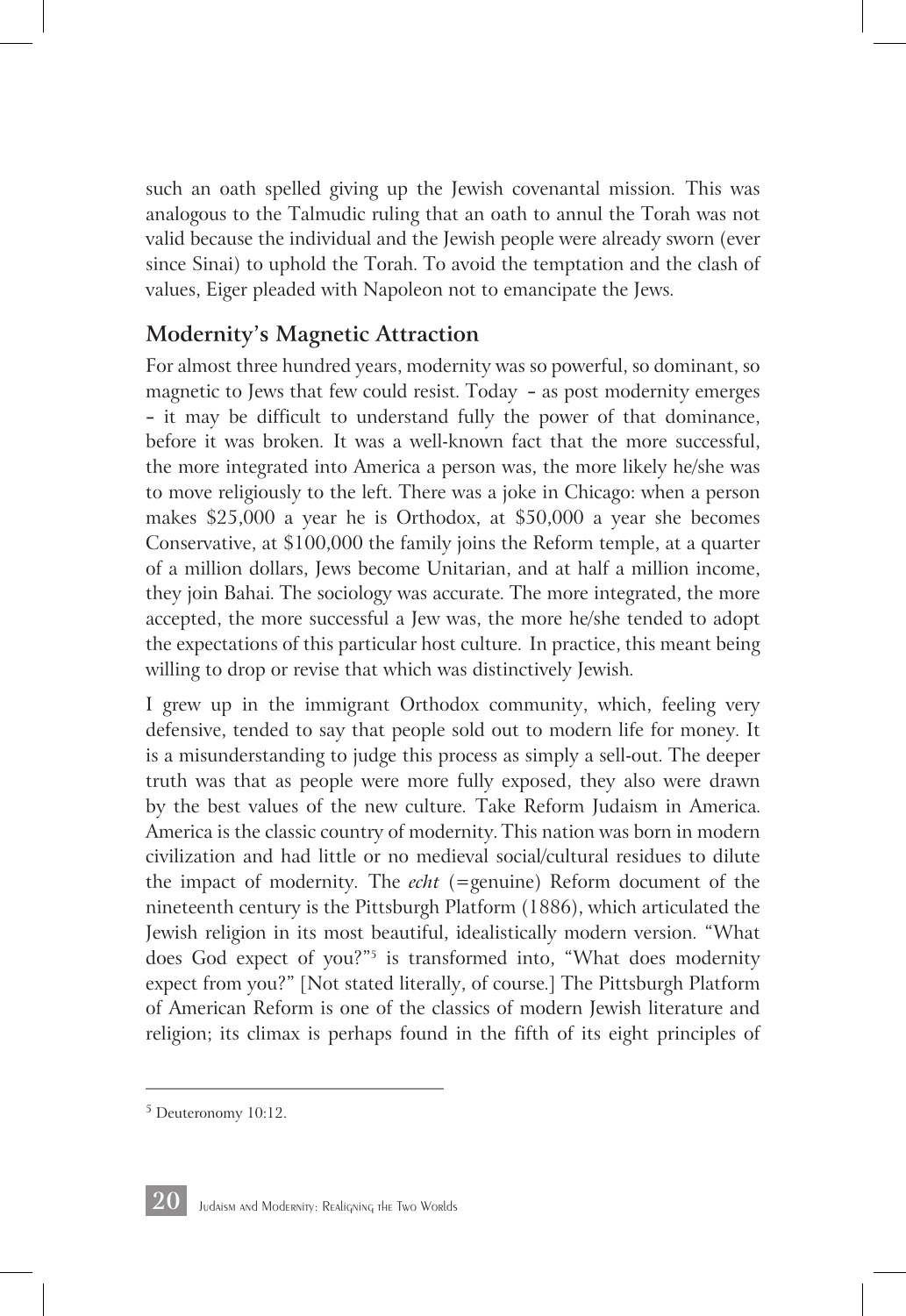such an oath spelled giving up the Jewish covenantal mission. This was analogous to the Talmudic ruling that an oath to annul the Torah was not valid because the individual and the Jewish people were already sworn (ever since Sinai) to uphold the Torah. To avoid the temptation and the clash of values, Eiger pleaded with Napoleon not to emancipate the Jews.

## Modernity's Magnetic Attraction

For almost three hundred years, modernity was so powerful, so dominant, so magnetic to Jews that few could resist. Today - as post modernity emerges - it may be difficult to understand fully the power of that dominance, before it was broken. It was a well-known fact that the more successful, the more integrated into America a person was, the more likely he/she was to move religiously to the left. There was a joke in Chicago: when a person makes $25,000 a year he is Orthodox, at $50,000 a year she becomes Conservative, at $100,000 the family joins the Reform temple, at a quarter of a million dollars, Jews become Unitarian, and at half a million income, they join Bahai. The sociology was accurate. The more integrated, the more accepted, the more successful a Jew was, the more he/she tended to adopt the expectations of this particular host culture. In practice, this meant being willing to drop or revise that which was distinctively Jewish.

I grew up in the immigrant Orthodox community, which, feeling very defensive, tended to say that people sold out to modern life for money. It is a misunderstanding to judge this process as simply a sell-out. The deeper truth was that as people were more fully exposed, they also were drawn by the best values of the new culture. Take Reform Judaism in America. America is the classic country of modernity. This nation was born in modern civilization and had little or no medieval social/cultural residues to dilute the impact of modernity. The *echt* (=genuine) Reform document of the nineteenth century is the Pittsburgh Platform (1886), which articulated the Jewish religion in its most beautiful, idealistically modern version. "What does God expect of you?"[5] is transformed into, "What does modernity expect from you?" [Not stated literally, of course.] The Pittsburgh Platform of American Reform is one of the classics of modern Jewish literature and religion; its climax is perhaps found in the fifth of its eight principles of

---

[5] Deuteronomy 10:12.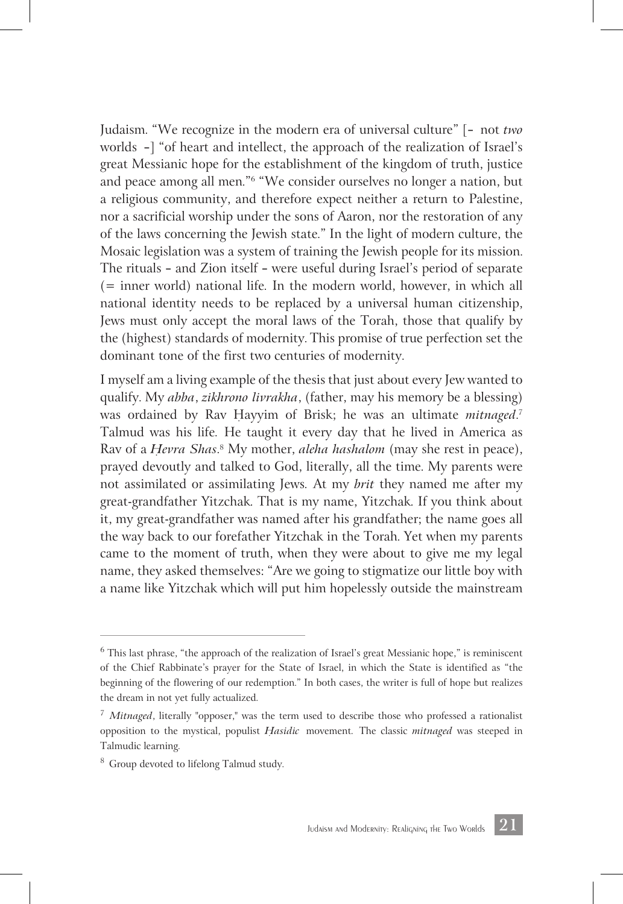Judaism. "We recognize in the modern era of universal culture" [- not *two* worlds -] "of heart and intellect, the approach of the realization of Israel's great Messianic hope for the establishment of the kingdom of truth, justice and peace among all men."[6] "We consider ourselves no longer a nation, but a religious community, and therefore expect neither a return to Palestine, nor a sacrificial worship under the sons of Aaron, nor the restoration of any of the laws concerning the Jewish state." In the light of modern culture, the Mosaic legislation was a system of training the Jewish people for its mission. The rituals - and Zion itself - were useful during Israel's period of separate (= inner world) national life. In the modern world, however, in which all national identity needs to be replaced by a universal human citizenship, Jews must only accept the moral laws of the Torah, those that qualify by the (highest) standards of modernity. This promise of true perfection set the dominant tone of the first two centuries of modernity.

I myself am a living example of the thesis that just about every Jew wanted to qualify. My *abba*, *zikhrono livrakha*, (father, may his memory be a blessing) was ordained by Rav Ḥayyim of Brisk; he was an ultimate *mitnaged*.[7] Talmud was his life. He taught it every day that he lived in America as Rav of a *Ḥevra Shas*.[8] My mother, *aleha hashalom* (may she rest in peace), prayed devoutly and talked to God, literally, all the time. My parents were not assimilated or assimilating Jews. At my *brit* they named me after my great-grandfather Yitzchak. That is my name, Yitzchak. If you think about it, my great-grandfather was named after his grandfather; the name goes all the way back to our forefather Yitzchak in the Torah. Yet when my parents came to the moment of truth, when they were about to give me my legal name, they asked themselves: "Are we going to stigmatize our little boy with a name like Yitzchak which will put him hopelessly outside the mainstream

---

[6] This last phrase, "the approach of the realization of Israel's great Messianic hope," is reminiscent of the Chief Rabbinate's prayer for the State of Israel, in which the State is identified as "the beginning of the flowering of our redemption." In both cases, the writer is full of hope but realizes the dream in not yet fully actualized.

[7] *Mitnaged*, literally "opposer," was the term used to describe those who professed a rationalist opposition to the mystical, populist *Ḥasidic* movement. The classic *mitnaged* was steeped in Talmudic learning.

[8] Group devoted to lifelong Talmud study.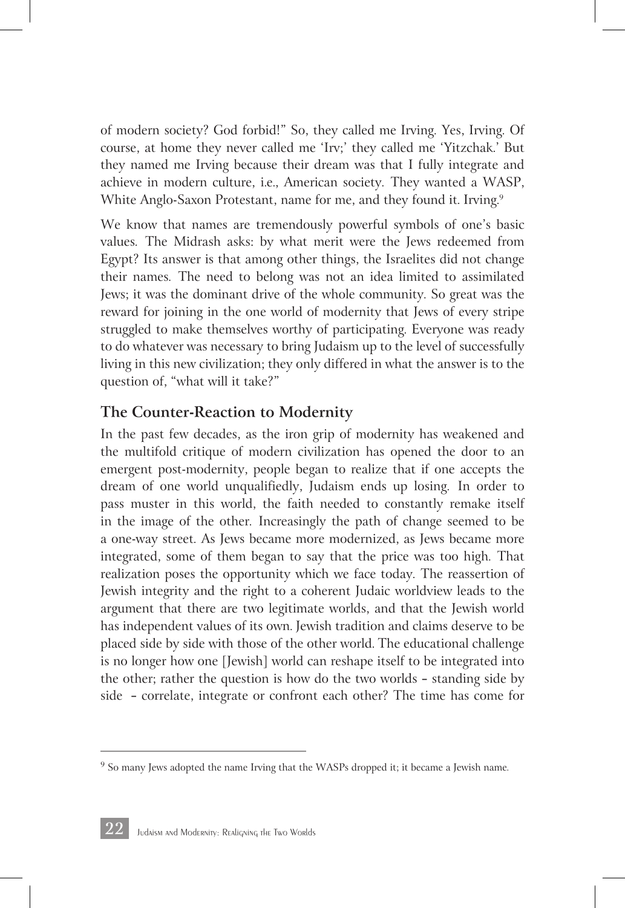of modern society? God forbid!" So, they called me Irving. Yes, Irving. Of course, at home they never called me 'Irv;' they called me 'Yitzchak.' But they named me Irving because their dream was that I fully integrate and achieve in modern culture, i.e., American society. They wanted a WASP, White Anglo-Saxon Protestant, name for me, and they found it. Irving.[9]

We know that names are tremendously powerful symbols of one's basic values. The Midrash asks: by what merit were the Jews redeemed from Egypt? Its answer is that among other things, the Israelites did not change their names. The need to belong was not an idea limited to assimilated Jews; it was the dominant drive of the whole community. So great was the reward for joining in the one world of modernity that Jews of every stripe struggled to make themselves worthy of participating. Everyone was ready to do whatever was necessary to bring Judaism up to the level of successfully living in this new civilization; they only differed in what the answer is to the question of, "what will it take?"

## The Counter-Reaction to Modernity

In the past few decades, as the iron grip of modernity has weakened and the multifold critique of modern civilization has opened the door to an emergent post-modernity, people began to realize that if one accepts the dream of one world unqualifiedly, Judaism ends up losing. In order to pass muster in this world, the faith needed to constantly remake itself in the image of the other. Increasingly the path of change seemed to be a one-way street. As Jews became more modernized, as Jews became more integrated, some of them began to say that the price was too high. That realization poses the opportunity which we face today. The reassertion of Jewish integrity and the right to a coherent Judaic worldview leads to the argument that there are two legitimate worlds, and that the Jewish world has independent values of its own. Jewish tradition and claims deserve to be placed side by side with those of the other world. The educational challenge is no longer how one [Jewish] world can reshape itself to be integrated into the other; rather the question is how do the two worlds - standing side by side - correlate, integrate or confront each other? The time has come for

[9] So many Jews adopted the name Irving that the WASPs dropped it; it became a Jewish name.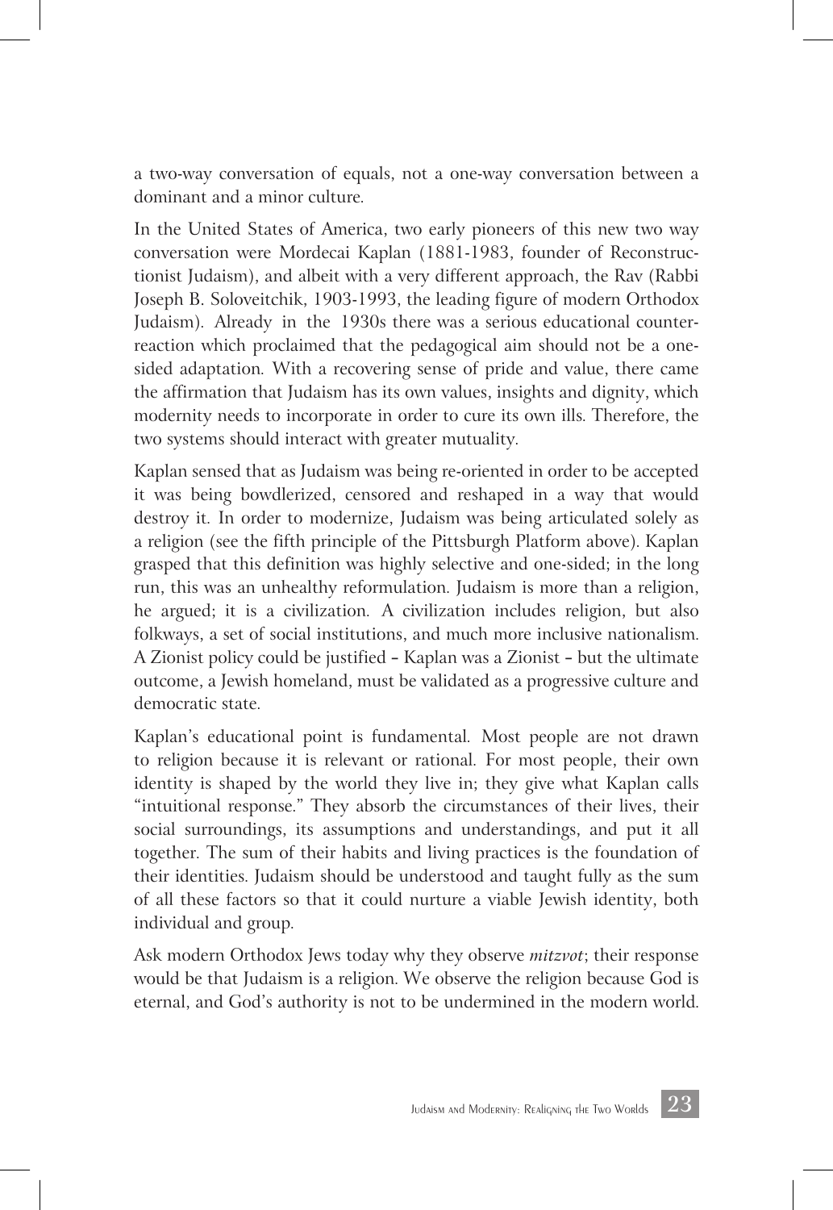a two-way conversation of equals, not a one-way conversation between a dominant and a minor culture.

In the United States of America, two early pioneers of this new two way conversation were Mordecai Kaplan (1881-1983, founder of Reconstructionist Judaism), and albeit with a very different approach, the Rav (Rabbi Joseph B. Soloveitchik, 1903-1993, the leading figure of modern Orthodox Judaism). Already in the 1930s there was a serious educational counter-reaction which proclaimed that the pedagogical aim should not be a one-sided adaptation. With a recovering sense of pride and value, there came the affirmation that Judaism has its own values, insights and dignity, which modernity needs to incorporate in order to cure its own ills. Therefore, the two systems should interact with greater mutuality.

Kaplan sensed that as Judaism was being re-oriented in order to be accepted it was being bowdlerized, censored and reshaped in a way that would destroy it. In order to modernize, Judaism was being articulated solely as a religion (see the fifth principle of the Pittsburgh Platform above). Kaplan grasped that this definition was highly selective and one-sided; in the long run, this was an unhealthy reformulation. Judaism is more than a religion, he argued; it is a civilization. A civilization includes religion, but also folkways, a set of social institutions, and much more inclusive nationalism. A Zionist policy could be justified – Kaplan was a Zionist – but the ultimate outcome, a Jewish homeland, must be validated as a progressive culture and democratic state.

Kaplan's educational point is fundamental. Most people are not drawn to religion because it is relevant or rational. For most people, their own identity is shaped by the world they live in; they give what Kaplan calls "intuitional response." They absorb the circumstances of their lives, their social surroundings, its assumptions and understandings, and put it all together. The sum of their habits and living practices is the foundation of their identities. Judaism should be understood and taught fully as the sum of all these factors so that it could nurture a viable Jewish identity, both individual and group.

Ask modern Orthodox Jews today why they observe *mitzvot*; their response would be that Judaism is a religion. We observe the religion because God is eternal, and God's authority is not to be undermined in the modern world.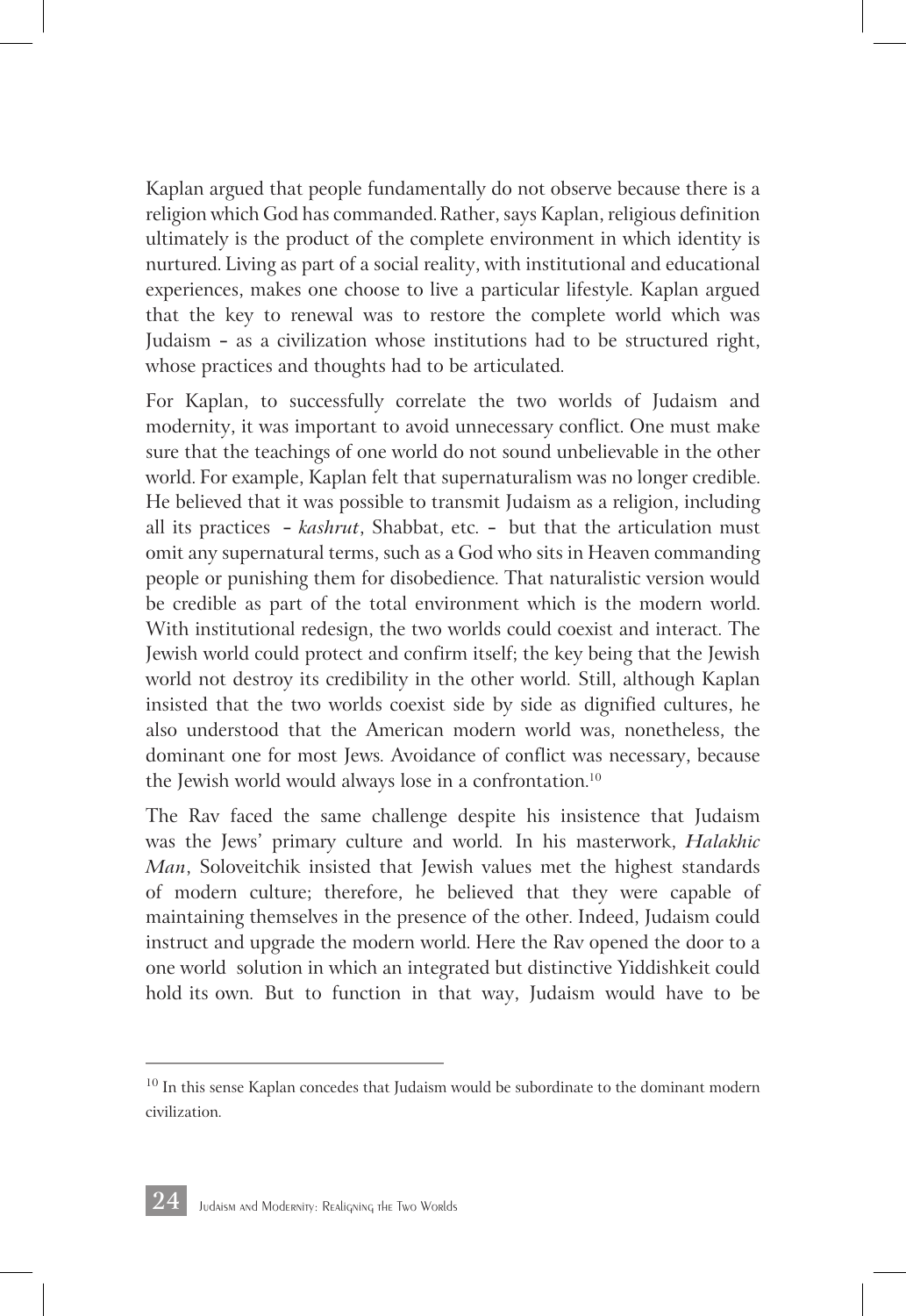Kaplan argued that people fundamentally do not observe because there is a religion which God has commanded. Rather, says Kaplan, religious definition ultimately is the product of the complete environment in which identity is nurtured. Living as part of a social reality, with institutional and educational experiences, makes one choose to live a particular lifestyle. Kaplan argued that the key to renewal was to restore the complete world which was Judaism – as a civilization whose institutions had to be structured right, whose practices and thoughts had to be articulated.

For Kaplan, to successfully correlate the two worlds of Judaism and modernity, it was important to avoid unnecessary conflict. One must make sure that the teachings of one world do not sound unbelievable in the other world. For example, Kaplan felt that supernaturalism was no longer credible. He believed that it was possible to transmit Judaism as a religion, including all its practices – *kashrut*, Shabbat, etc. – but that the articulation must omit any supernatural terms, such as a God who sits in Heaven commanding people or punishing them for disobedience. That naturalistic version would be credible as part of the total environment which is the modern world. With institutional redesign, the two worlds could coexist and interact. The Jewish world could protect and confirm itself; the key being that the Jewish world not destroy its credibility in the other world. Still, although Kaplan insisted that the two worlds coexist side by side as dignified cultures, he also understood that the American modern world was, nonetheless, the dominant one for most Jews. Avoidance of conflict was necessary, because the Jewish world would always lose in a confrontation.[10]

The Rav faced the same challenge despite his insistence that Judaism was the Jews' primary culture and world. In his masterwork, *Halakhic Man*, Soloveitchik insisted that Jewish values met the highest standards of modern culture; therefore, he believed that they were capable of maintaining themselves in the presence of the other. Indeed, Judaism could instruct and upgrade the modern world. Here the Rav opened the door to a one world solution in which an integrated but distinctive Yiddishkeit could hold its own. But to function in that way, Judaism would have to be

---

[10] In this sense Kaplan concedes that Judaism would be subordinate to the dominant modern civilization.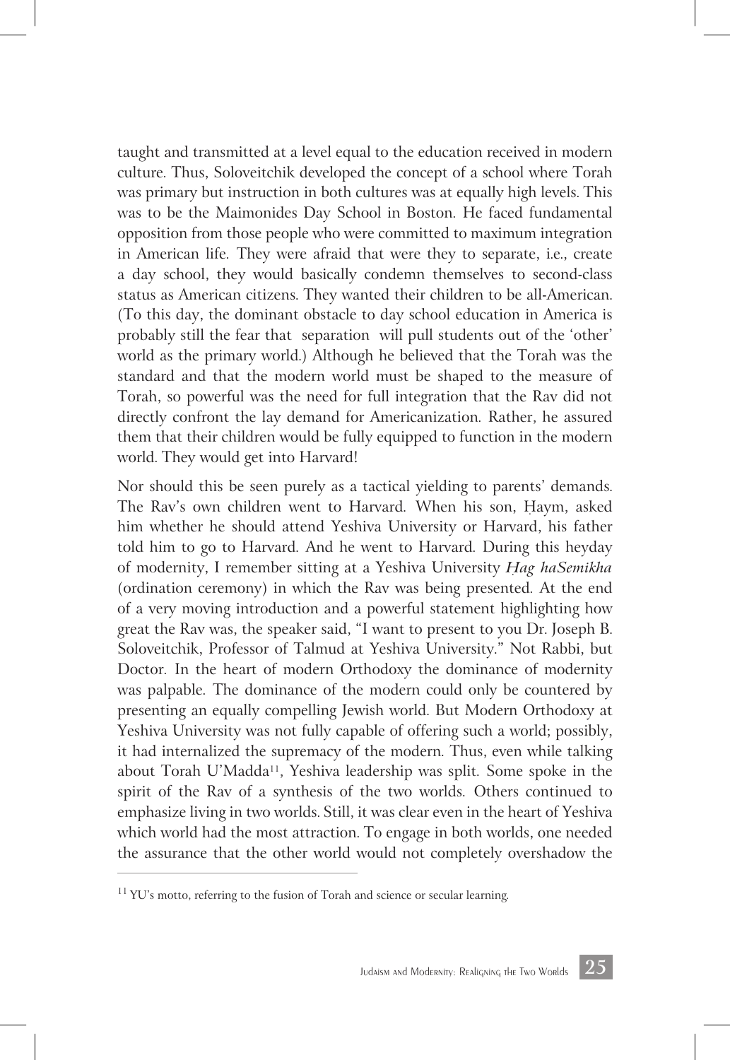taught and transmitted at a level equal to the education received in modern culture. Thus, Soloveitchik developed the concept of a school where Torah was primary but instruction in both cultures was at equally high levels. This was to be the Maimonides Day School in Boston. He faced fundamental opposition from those people who were committed to maximum integration in American life. They were afraid that were they to separate, i.e., create a day school, they would basically condemn themselves to second-class status as American citizens. They wanted their children to be all-American. (To this day, the dominant obstacle to day school education in America is probably still the fear that separation will pull students out of the 'other' world as the primary world.) Although he believed that the Torah was the standard and that the modern world must be shaped to the measure of Torah, so powerful was the need for full integration that the Rav did not directly confront the lay demand for Americanization. Rather, he assured them that their children would be fully equipped to function in the modern world. They would get into Harvard!

Nor should this be seen purely as a tactical yielding to parents' demands. The Rav's own children went to Harvard. When his son, Ḥaym, asked him whether he should attend Yeshiva University or Harvard, his father told him to go to Harvard. And he went to Harvard. During this heyday of modernity, I remember sitting at a Yeshiva University *Ḥag haSemikha* (ordination ceremony) in which the Rav was being presented. At the end of a very moving introduction and a powerful statement highlighting how great the Rav was, the speaker said, "I want to present to you Dr. Joseph B. Soloveitchik, Professor of Talmud at Yeshiva University." Not Rabbi, but Doctor. In the heart of modern Orthodoxy the dominance of modernity was palpable. The dominance of the modern could only be countered by presenting an equally compelling Jewish world. But Modern Orthodoxy at Yeshiva University was not fully capable of offering such a world; possibly, it had internalized the supremacy of the modern. Thus, even while talking about Torah U'Madda[11], Yeshiva leadership was split. Some spoke in the spirit of the Rav of a synthesis of the two worlds. Others continued to emphasize living in two worlds. Still, it was clear even in the heart of Yeshiva which world had the most attraction. To engage in both worlds, one needed the assurance that the other world would not completely overshadow the

[11] YU's motto, referring to the fusion of Torah and science or secular learning.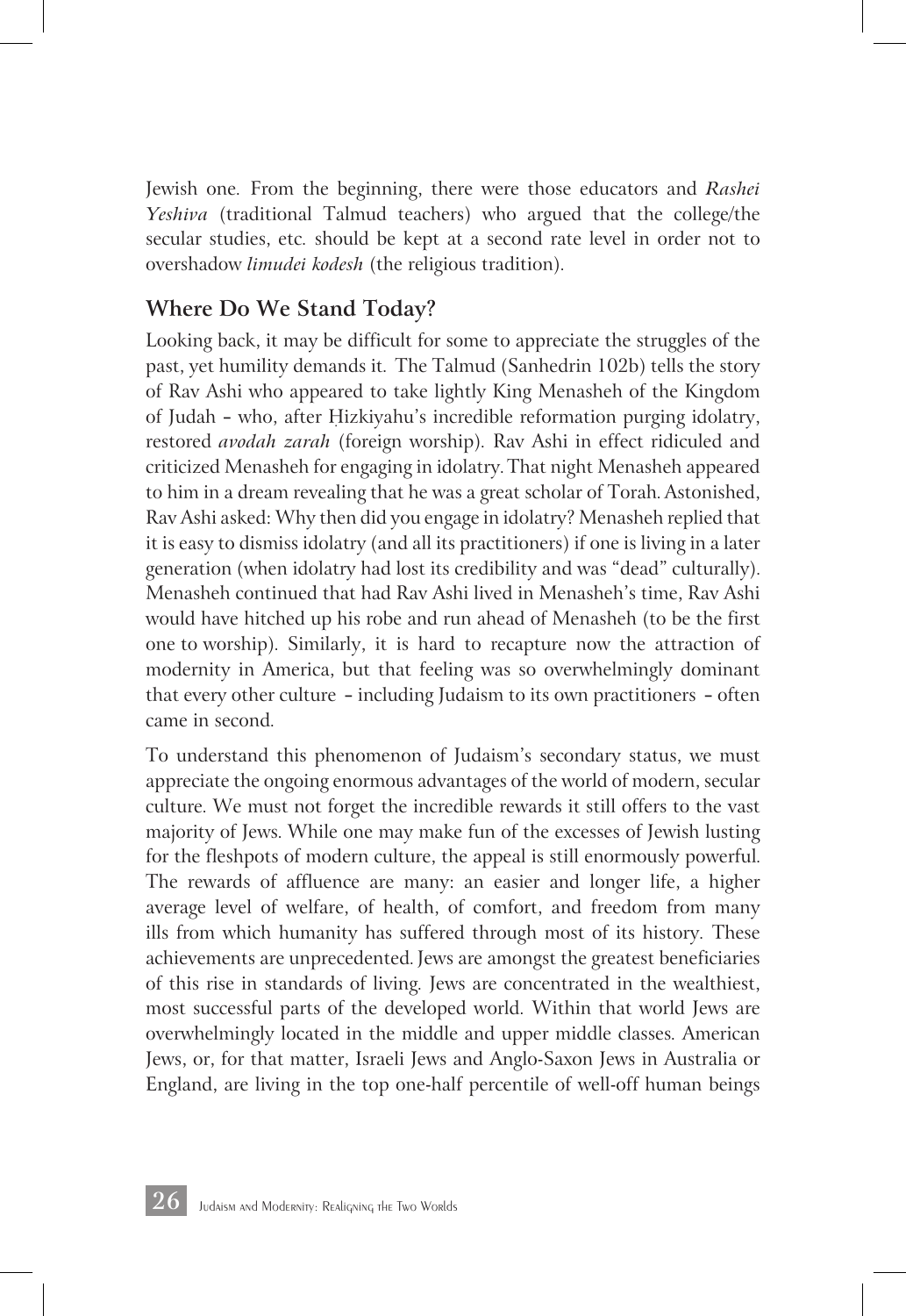Jewish one. From the beginning, there were those educators and *Rashei Yeshiva* (traditional Talmud teachers) who argued that the college/the secular studies, etc. should be kept at a second rate level in order not to overshadow *limudei kodesh* (the religious tradition).

## Where Do We Stand Today?

Looking back, it may be difficult for some to appreciate the struggles of the past, yet humility demands it. The Talmud (Sanhedrin 102b) tells the story of Rav Ashi who appeared to take lightly King Menasheh of the Kingdom of Judah – who, after Ḥizkiyahu's incredible reformation purging idolatry, restored *avodah zarah* (foreign worship). Rav Ashi in effect ridiculed and criticized Menasheh for engaging in idolatry. That night Menasheh appeared to him in a dream revealing that he was a great scholar of Torah. Astonished, Rav Ashi asked: Why then did you engage in idolatry? Menasheh replied that it is easy to dismiss idolatry (and all its practitioners) if one is living in a later generation (when idolatry had lost its credibility and was "dead" culturally). Menasheh continued that had Rav Ashi lived in Menasheh's time, Rav Ashi would have hitched up his robe and run ahead of Menasheh (to be the first one to worship). Similarly, it is hard to recapture now the attraction of modernity in America, but that feeling was so overwhelmingly dominant that every other culture – including Judaism to its own practitioners – often came in second.

To understand this phenomenon of Judaism's secondary status, we must appreciate the ongoing enormous advantages of the world of modern, secular culture. We must not forget the incredible rewards it still offers to the vast majority of Jews. While one may make fun of the excesses of Jewish lusting for the fleshpots of modern culture, the appeal is still enormously powerful. The rewards of affluence are many: an easier and longer life, a higher average level of welfare, of health, of comfort, and freedom from many ills from which humanity has suffered through most of its history. These achievements are unprecedented. Jews are amongst the greatest beneficiaries of this rise in standards of living. Jews are concentrated in the wealthiest, most successful parts of the developed world. Within that world Jews are overwhelmingly located in the middle and upper middle classes. American Jews, or, for that matter, Israeli Jews and Anglo-Saxon Jews in Australia or England, are living in the top one-half percentile of well-off human beings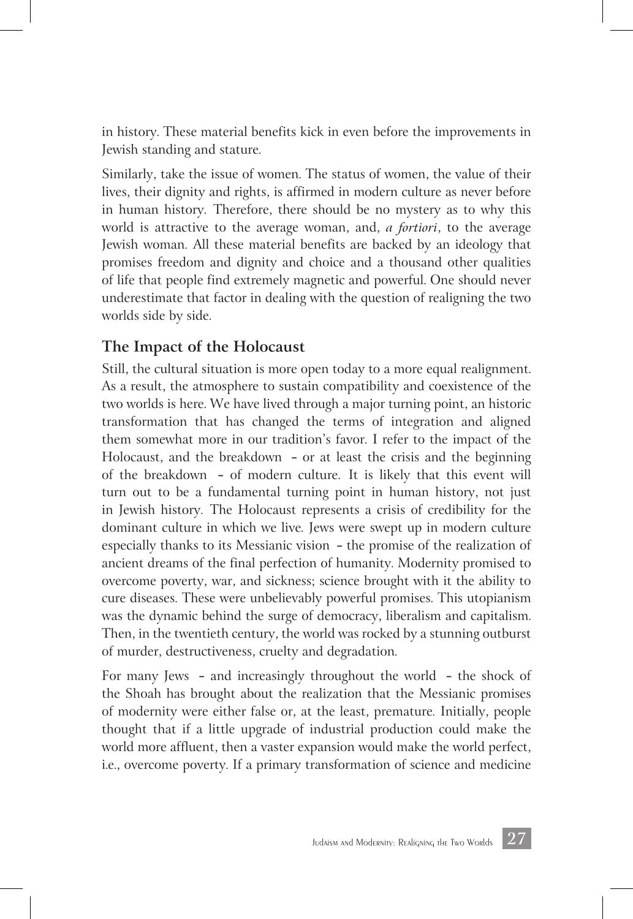in history. These material benefits kick in even before the improvements in Jewish standing and stature.

Similarly, take the issue of women. The status of women, the value of their lives, their dignity and rights, is affirmed in modern culture as never before in human history. Therefore, there should be no mystery as to why this world is attractive to the average woman, and, ***a fortiori***, to the average Jewish woman. All these material benefits are backed by an ideology that promises freedom and dignity and choice and a thousand other qualities of life that people find extremely magnetic and powerful. One should never underestimate that factor in dealing with the question of realigning the two worlds side by side.

## The Impact of the Holocaust

Still, the cultural situation is more open today to a more equal realignment. As a result, the atmosphere to sustain compatibility and coexistence of the two worlds is here. We have lived through a major turning point, an historic transformation that has changed the terms of integration and aligned them somewhat more in our tradition's favor. I refer to the impact of the Holocaust, and the breakdown – or at least the crisis and the beginning of the breakdown – of modern culture. It is likely that this event will turn out to be a fundamental turning point in human history, not just in Jewish history. The Holocaust represents a crisis of credibility for the dominant culture in which we live. Jews were swept up in modern culture especially thanks to its Messianic vision – the promise of the realization of ancient dreams of the final perfection of humanity. Modernity promised to overcome poverty, war, and sickness; science brought with it the ability to cure diseases. These were unbelievably powerful promises. This utopianism was the dynamic behind the surge of democracy, liberalism and capitalism. Then, in the twentieth century, the world was rocked by a stunning outburst of murder, destructiveness, cruelty and degradation.

For many Jews – and increasingly throughout the world – the shock of the Shoah has brought about the realization that the Messianic promises of modernity were either false or, at the least, premature. Initially, people thought that if a little upgrade of industrial production could make the world more affluent, then a vaster expansion would make the world perfect, i.e., overcome poverty. If a primary transformation of science and medicine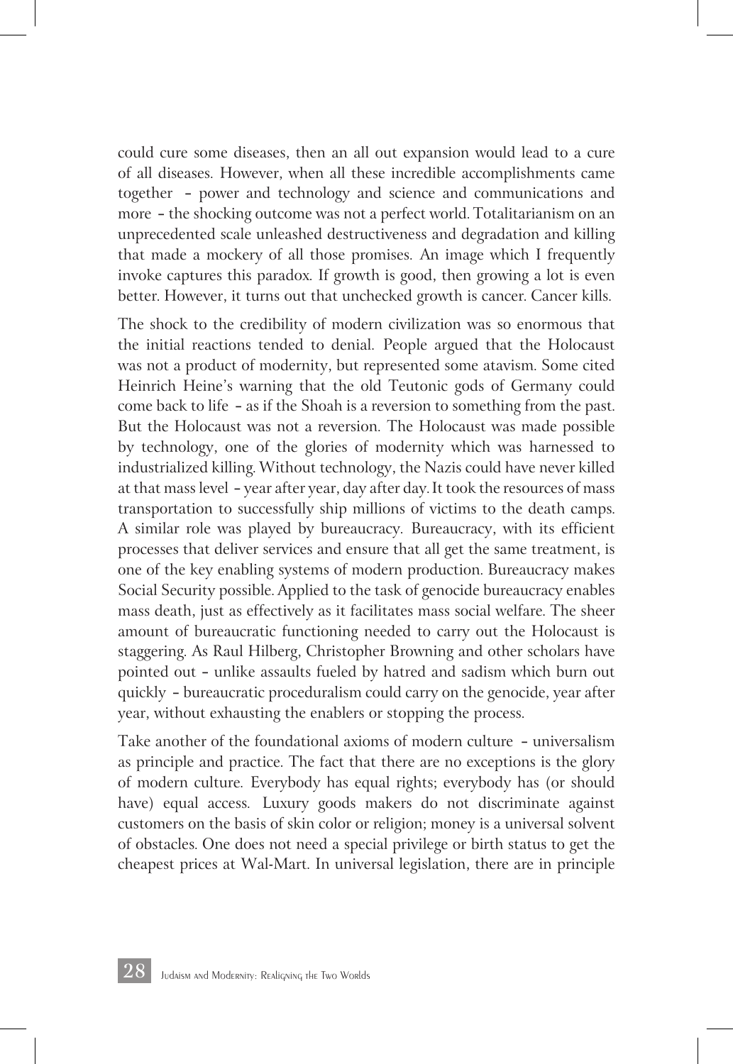could cure some diseases, then an all out expansion would lead to a cure of all diseases. However, when all these incredible accomplishments came together – power and technology and science and communications and more – the shocking outcome was not a perfect world. Totalitarianism on an unprecedented scale unleashed destructiveness and degradation and killing that made a mockery of all those promises. An image which I frequently invoke captures this paradox. If growth is good, then growing a lot is even better. However, it turns out that unchecked growth is cancer. Cancer kills.

The shock to the credibility of modern civilization was so enormous that the initial reactions tended to denial. People argued that the Holocaust was not a product of modernity, but represented some atavism. Some cited Heinrich Heine's warning that the old Teutonic gods of Germany could come back to life – as if the Shoah is a reversion to something from the past. But the Holocaust was not a reversion. The Holocaust was made possible by technology, one of the glories of modernity which was harnessed to industrialized killing. Without technology, the Nazis could have never killed at that mass level – year after year, day after day. It took the resources of mass transportation to successfully ship millions of victims to the death camps. A similar role was played by bureaucracy. Bureaucracy, with its efficient processes that deliver services and ensure that all get the same treatment, is one of the key enabling systems of modern production. Bureaucracy makes Social Security possible. Applied to the task of genocide bureaucracy enables mass death, just as effectively as it facilitates mass social welfare. The sheer amount of bureaucratic functioning needed to carry out the Holocaust is staggering. As Raul Hilberg, Christopher Browning and other scholars have pointed out – unlike assaults fueled by hatred and sadism which burn out quickly – bureaucratic proceduralism could carry on the genocide, year after year, without exhausting the enablers or stopping the process.

Take another of the foundational axioms of modern culture – universalism as principle and practice. The fact that there are no exceptions is the glory of modern culture. Everybody has equal rights; everybody has (or should have) equal access. Luxury goods makers do not discriminate against customers on the basis of skin color or religion; money is a universal solvent of obstacles. One does not need a special privilege or birth status to get the cheapest prices at Wal-Mart. In universal legislation, there are in principle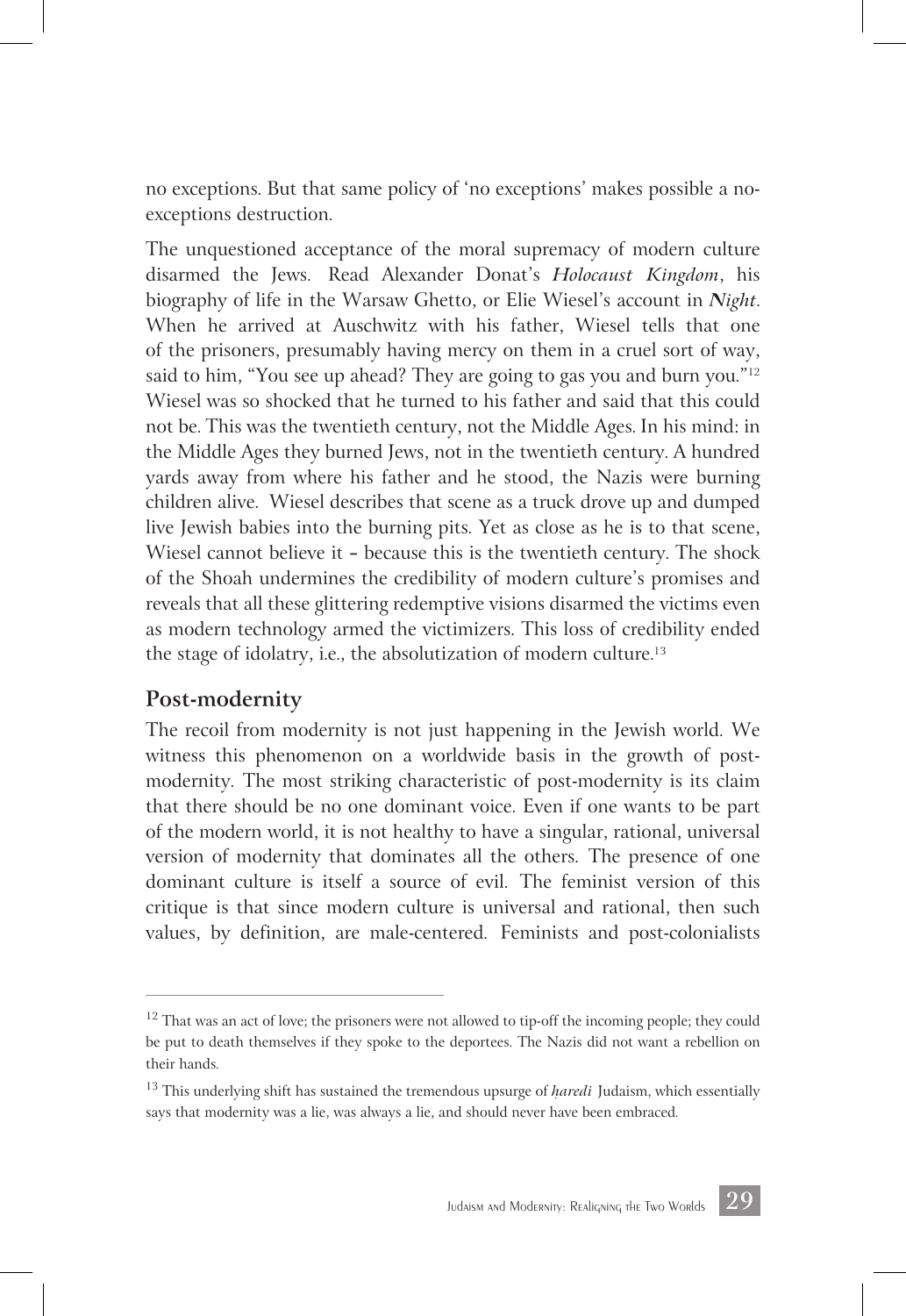no exceptions. But that same policy of 'no exceptions' makes possible a no-exceptions destruction.

The unquestioned acceptance of the moral supremacy of modern culture disarmed the Jews. Read Alexander Donat's ***Holocaust Kingdom***, his biography of life in the Warsaw Ghetto, or Elie Wiesel's account in ***Night***. When he arrived at Auschwitz with his father, Wiesel tells that one of the prisoners, presumably having mercy on them in a cruel sort of way, said to him, "You see up ahead? They are going to gas you and burn you."[12] Wiesel was so shocked that he turned to his father and said that this could not be. This was the twentieth century, not the Middle Ages. In his mind: in the Middle Ages they burned Jews, not in the twentieth century. A hundred yards away from where his father and he stood, the Nazis were burning children alive. Wiesel describes that scene as a truck drove up and dumped live Jewish babies into the burning pits. Yet as close as he is to that scene, Wiesel cannot believe it – because this is the twentieth century. The shock of the Shoah undermines the credibility of modern culture's promises and reveals that all these glittering redemptive visions disarmed the victims even as modern technology armed the victimizers. This loss of credibility ended the stage of idolatry, i.e., the absolutization of modern culture.[13]

## Post-modernity

The recoil from modernity is not just happening in the Jewish world. We witness this phenomenon on a worldwide basis in the growth of post-modernity. The most striking characteristic of post-modernity is its claim that there should be no one dominant voice. Even if one wants to be part of the modern world, it is not healthy to have a singular, rational, universal version of modernity that dominates all the others. The presence of one dominant culture is itself a source of evil. The feminist version of this critique is that since modern culture is universal and rational, then such values, by definition, are male-centered. Feminists and post-colonialists

---

[12] That was an act of love; the prisoners were not allowed to tip-off the incoming people; they could be put to death themselves if they spoke to the deportees. The Nazis did not want a rebellion on their hands.

[13] This underlying shift has sustained the tremendous upsurge of *ḥaredi* Judaism, which essentially says that modernity was a lie, was always a lie, and should never have been embraced.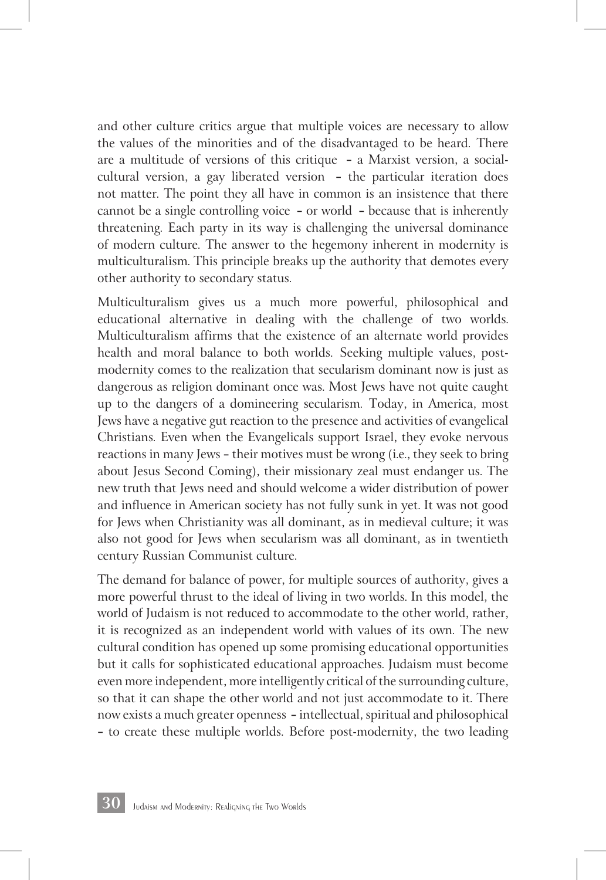and other culture critics argue that multiple voices are necessary to allow the values of the minorities and of the disadvantaged to be heard. There are a multitude of versions of this critique – a Marxist version, a social-cultural version, a gay liberated version – the particular iteration does not matter. The point they all have in common is an insistence that there cannot be a single controlling voice – or world – because that is inherently threatening. Each party in its way is challenging the universal dominance of modern culture. The answer to the hegemony inherent in modernity is multiculturalism. This principle breaks up the authority that demotes every other authority to secondary status.

Multiculturalism gives us a much more powerful, philosophical and educational alternative in dealing with the challenge of two worlds. Multiculturalism affirms that the existence of an alternate world provides health and moral balance to both worlds. Seeking multiple values, post-modernity comes to the realization that secularism dominant now is just as dangerous as religion dominant once was. Most Jews have not quite caught up to the dangers of a domineering secularism. Today, in America, most Jews have a negative gut reaction to the presence and activities of evangelical Christians. Even when the Evangelicals support Israel, they evoke nervous reactions in many Jews – their motives must be wrong (i.e., they seek to bring about Jesus Second Coming), their missionary zeal must endanger us. The new truth that Jews need and should welcome a wider distribution of power and influence in American society has not fully sunk in yet. It was not good for Jews when Christianity was all dominant, as in medieval culture; it was also not good for Jews when secularism was all dominant, as in twentieth century Russian Communist culture.

The demand for balance of power, for multiple sources of authority, gives a more powerful thrust to the ideal of living in two worlds. In this model, the world of Judaism is not reduced to accommodate to the other world, rather, it is recognized as an independent world with values of its own. The new cultural condition has opened up some promising educational opportunities but it calls for sophisticated educational approaches. Judaism must become even more independent, more intelligently critical of the surrounding culture, so that it can shape the other world and not just accommodate to it. There now exists a much greater openness – intellectual, spiritual and philosophical – to create these multiple worlds. Before post-modernity, the two leading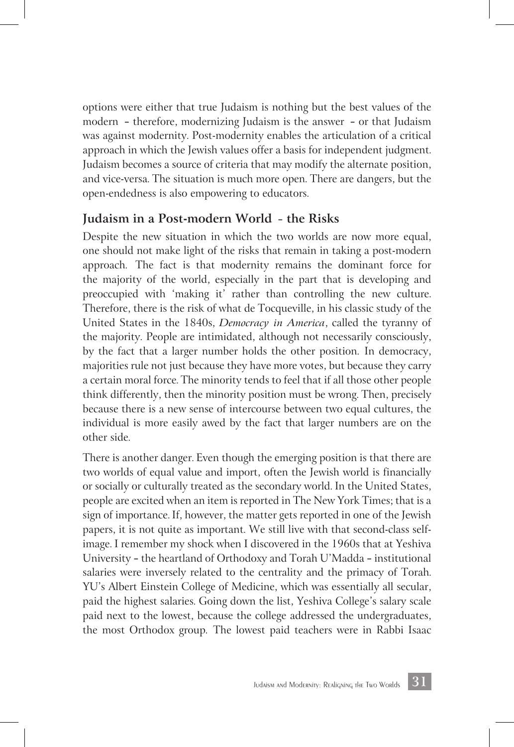options were either that true Judaism is nothing but the best values of the modern – therefore, modernizing Judaism is the answer – or that Judaism was against modernity. Post-modernity enables the articulation of a critical approach in which the Jewish values offer a basis for independent judgment. Judaism becomes a source of criteria that may modify the alternate position, and vice-versa. The situation is much more open. There are dangers, but the open-endedness is also empowering to educators.

## Judaism in a Post-modern World - the Risks

Despite the new situation in which the two worlds are now more equal, one should not make light of the risks that remain in taking a post-modern approach. The fact is that modernity remains the dominant force for the majority of the world, especially in the part that is developing and preoccupied with 'making it' rather than controlling the new culture. Therefore, there is the risk of what de Tocqueville, in his classic study of the United States in the 1840s, *Democracy in America*, called the tyranny of the majority. People are intimidated, although not necessarily consciously, by the fact that a larger number holds the other position. In democracy, majorities rule not just because they have more votes, but because they carry a certain moral force. The minority tends to feel that if all those other people think differently, then the minority position must be wrong. Then, precisely because there is a new sense of intercourse between two equal cultures, the individual is more easily awed by the fact that larger numbers are on the other side.

There is another danger. Even though the emerging position is that there are two worlds of equal value and import, often the Jewish world is financially or socially or culturally treated as the secondary world. In the United States, people are excited when an item is reported in The New York Times; that is a sign of importance. If, however, the matter gets reported in one of the Jewish papers, it is not quite as important. We still live with that second-class self-image. I remember my shock when I discovered in the 1960s that at Yeshiva University – the heartland of Orthodoxy and Torah U'Madda – institutional salaries were inversely related to the centrality and the primacy of Torah. YU's Albert Einstein College of Medicine, which was essentially all secular, paid the highest salaries. Going down the list, Yeshiva College's salary scale paid next to the lowest, because the college addressed the undergraduates, the most Orthodox group. The lowest paid teachers were in Rabbi Isaac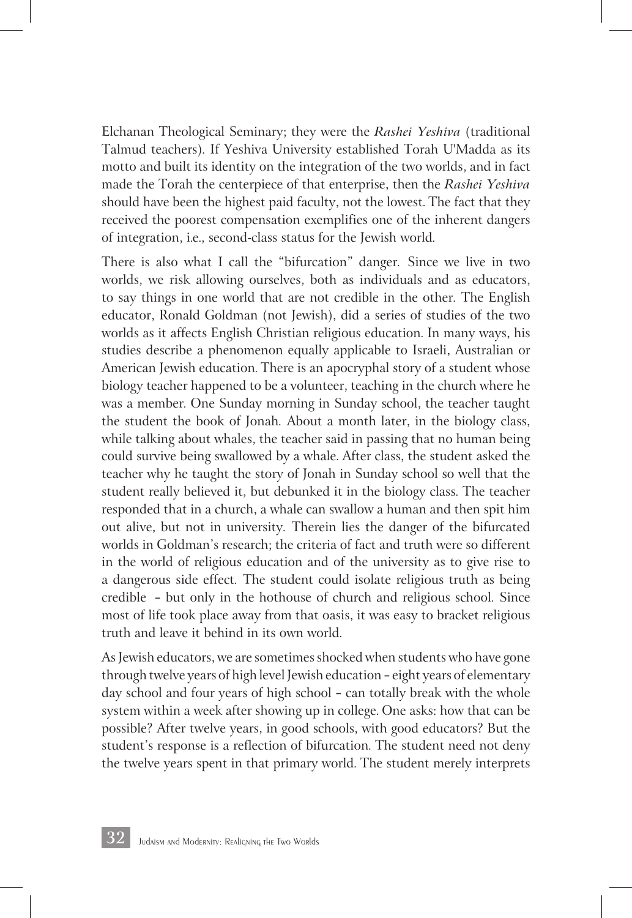Elchanan Theological Seminary; they were the ***Rashei Yeshiva*** (traditional Talmud teachers). If Yeshiva University established Torah U'Madda as its motto and built its identity on the integration of the two worlds, and in fact made the Torah the centerpiece of that enterprise, then the ***Rashei Yeshiva*** should have been the highest paid faculty, not the lowest. The fact that they received the poorest compensation exemplifies one of the inherent dangers of integration, i.e., second-class status for the Jewish world.

There is also what I call the "bifurcation" danger. Since we live in two worlds, we risk allowing ourselves, both as individuals and as educators, to say things in one world that are not credible in the other. The English educator, Ronald Goldman (not Jewish), did a series of studies of the two worlds as it affects English Christian religious education. In many ways, his studies describe a phenomenon equally applicable to Israeli, Australian or American Jewish education. There is an apocryphal story of a student whose biology teacher happened to be a volunteer, teaching in the church where he was a member. One Sunday morning in Sunday school, the teacher taught the student the book of Jonah. About a month later, in the biology class, while talking about whales, the teacher said in passing that no human being could survive being swallowed by a whale. After class, the student asked the teacher why he taught the story of Jonah in Sunday school so well that the student really believed it, but debunked it in the biology class. The teacher responded that in a church, a whale can swallow a human and then spit him out alive, but not in university. Therein lies the danger of the bifurcated worlds in Goldman's research; the criteria of fact and truth were so different in the world of religious education and of the university as to give rise to a dangerous side effect. The student could isolate religious truth as being credible – but only in the hothouse of church and religious school. Since most of life took place away from that oasis, it was easy to bracket religious truth and leave it behind in its own world.

As Jewish educators, we are sometimes shocked when students who have gone through twelve years of high level Jewish education – eight years of elementary day school and four years of high school – can totally break with the whole system within a week after showing up in college. One asks: how that can be possible? After twelve years, in good schools, with good educators? But the student's response is a reflection of bifurcation. The student need not deny the twelve years spent in that primary world. The student merely interprets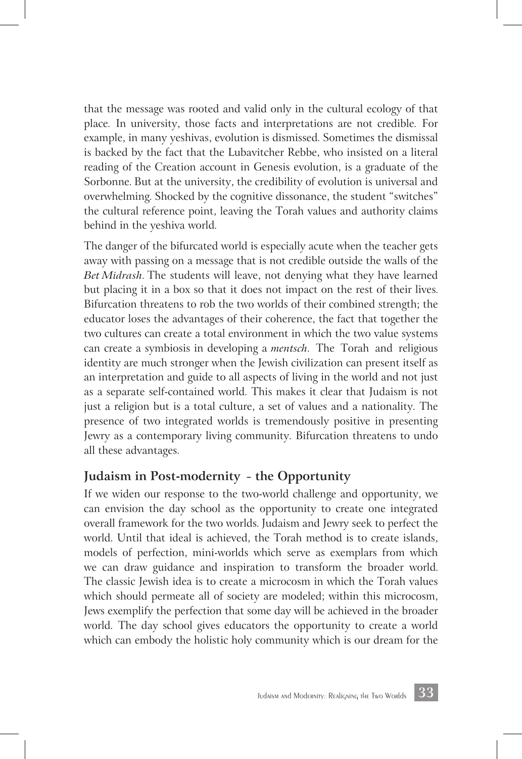that the message was rooted and valid only in the cultural ecology of that place. In university, those facts and interpretations are not credible. For example, in many yeshivas, evolution is dismissed. Sometimes the dismissal is backed by the fact that the Lubavitcher Rebbe, who insisted on a literal reading of the Creation account in Genesis evolution, is a graduate of the Sorbonne. But at the university, the credibility of evolution is universal and overwhelming. Shocked by the cognitive dissonance, the student "switches" the cultural reference point, leaving the Torah values and authority claims behind in the yeshiva world.

The danger of the bifurcated world is especially acute when the teacher gets away with passing on a message that is not credible outside the walls of the *Bet Midrash*. The students will leave, not denying what they have learned but placing it in a box so that it does not impact on the rest of their lives. Bifurcation threatens to rob the two worlds of their combined strength; the educator loses the advantages of their coherence, the fact that together the two cultures can create a total environment in which the two value systems can create a symbiosis in developing a *mentsch*. The Torah and religious identity are much stronger when the Jewish civilization can present itself as an interpretation and guide to all aspects of living in the world and not just as a separate self-contained world. This makes it clear that Judaism is not just a religion but is a total culture, a set of values and a nationality. The presence of two integrated worlds is tremendously positive in presenting Jewry as a contemporary living community. Bifurcation threatens to undo all these advantages.

## Judaism in Post-modernity - the Opportunity

If we widen our response to the two-world challenge and opportunity, we can envision the day school as the opportunity to create one integrated overall framework for the two worlds. Judaism and Jewry seek to perfect the world. Until that ideal is achieved, the Torah method is to create islands, models of perfection, mini-worlds which serve as exemplars from which we can draw guidance and inspiration to transform the broader world. The classic Jewish idea is to create a microcosm in which the Torah values which should permeate all of society are modeled; within this microcosm, Jews exemplify the perfection that some day will be achieved in the broader world. The day school gives educators the opportunity to create a world which can embody the holistic holy community which is our dream for the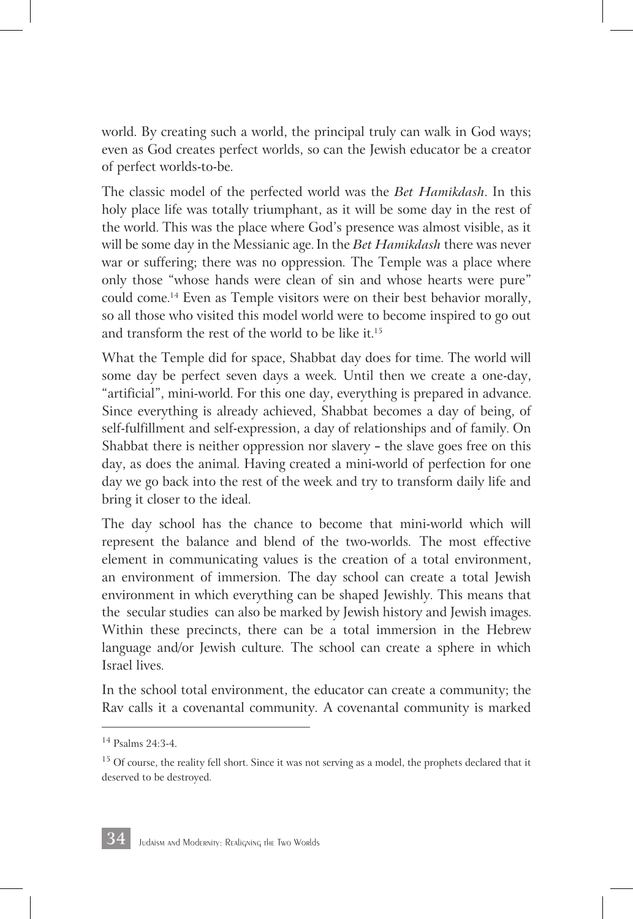world. By creating such a world, the principal truly can walk in God ways; even as God creates perfect worlds, so can the Jewish educator be a creator of perfect worlds-to-be.

The classic model of the perfected world was the *Bet Hamikdash*. In this holy place life was totally triumphant, as it will be some day in the rest of the world. This was the place where God's presence was almost visible, as it will be some day in the Messianic age. In the *Bet Hamikdash* there was never war or suffering; there was no oppression. The Temple was a place where only those "whose hands were clean of sin and whose hearts were pure" could come.[14] Even as Temple visitors were on their best behavior morally, so all those who visited this model world were to become inspired to go out and transform the rest of the world to be like it.[15]

What the Temple did for space, Shabbat day does for time. The world will some day be perfect seven days a week. Until then we create a one-day, "artificial", mini-world. For this one day, everything is prepared in advance. Since everything is already achieved, Shabbat becomes a day of being, of self-fulfillment and self-expression, a day of relationships and of family. On Shabbat there is neither oppression nor slavery – the slave goes free on this day, as does the animal. Having created a mini-world of perfection for one day we go back into the rest of the week and try to transform daily life and bring it closer to the ideal.

The day school has the chance to become that mini-world which will represent the balance and blend of the two-worlds. The most effective element in communicating values is the creation of a total environment, an environment of immersion. The day school can create a total Jewish environment in which everything can be shaped Jewishly. This means that the secular studies can also be marked by Jewish history and Jewish images. Within these precincts, there can be a total immersion in the Hebrew language and/or Jewish culture. The school can create a sphere in which Israel lives.

In the school total environment, the educator can create a community; the Rav calls it a covenantal community. A covenantal community is marked

---

[14] Psalms 24:3-4.

[15] Of course, the reality fell short. Since it was not serving as a model, the prophets declared that it deserved to be destroyed.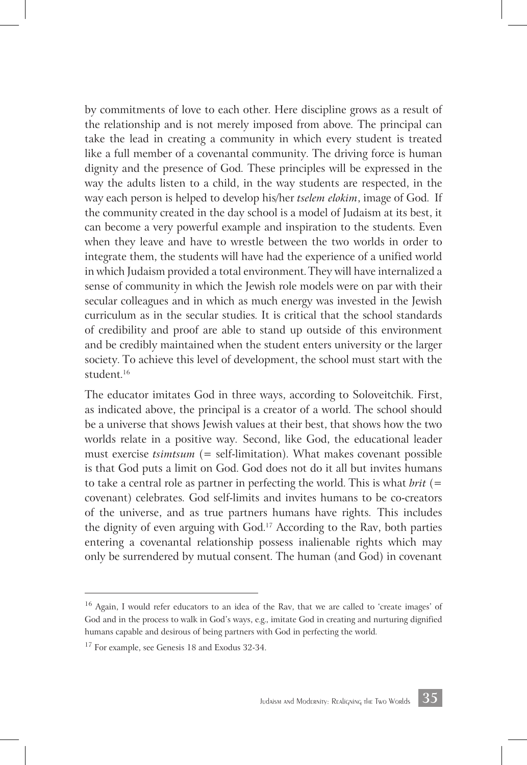by commitments of love to each other. Here discipline grows as a result of the relationship and is not merely imposed from above. The principal can take the lead in creating a community in which every student is treated like a full member of a covenantal community. The driving force is human dignity and the presence of God. These principles will be expressed in the way the adults listen to a child, in the way students are respected, in the way each person is helped to develop his/her *tselem elokim*, image of God. If the community created in the day school is a model of Judaism at its best, it can become a very powerful example and inspiration to the students. Even when they leave and have to wrestle between the two worlds in order to integrate them, the students will have had the experience of a unified world in which Judaism provided a total environment. They will have internalized a sense of community in which the Jewish role models were on par with their secular colleagues and in which as much energy was invested in the Jewish curriculum as in the secular studies. It is critical that the school standards of credibility and proof are able to stand up outside of this environment and be credibly maintained when the student enters university or the larger society. To achieve this level of development, the school must start with the student.[16]

The educator imitates God in three ways, according to Soloveitchik. First, as indicated above, the principal is a creator of a world. The school should be a universe that shows Jewish values at their best, that shows how the two worlds relate in a positive way. Second, like God, the educational leader must exercise *tsimtsum* (= self-limitation). What makes covenant possible is that God puts a limit on God. God does not do it all but invites humans to take a central role as partner in perfecting the world. This is what *brit* (= covenant) celebrates. God self-limits and invites humans to be co-creators of the universe, and as true partners humans have rights. This includes the dignity of even arguing with God.[17] According to the Rav, both parties entering a covenantal relationship possess inalienable rights which may only be surrendered by mutual consent. The human (and God) in covenant

---

[16] Again, I would refer educators to an idea of the Rav, that we are called to 'create images' of God and in the process to walk in God's ways, e.g., imitate God in creating and nurturing dignified humans capable and desirous of being partners with God in perfecting the world.

[17] For example, see Genesis 18 and Exodus 32-34.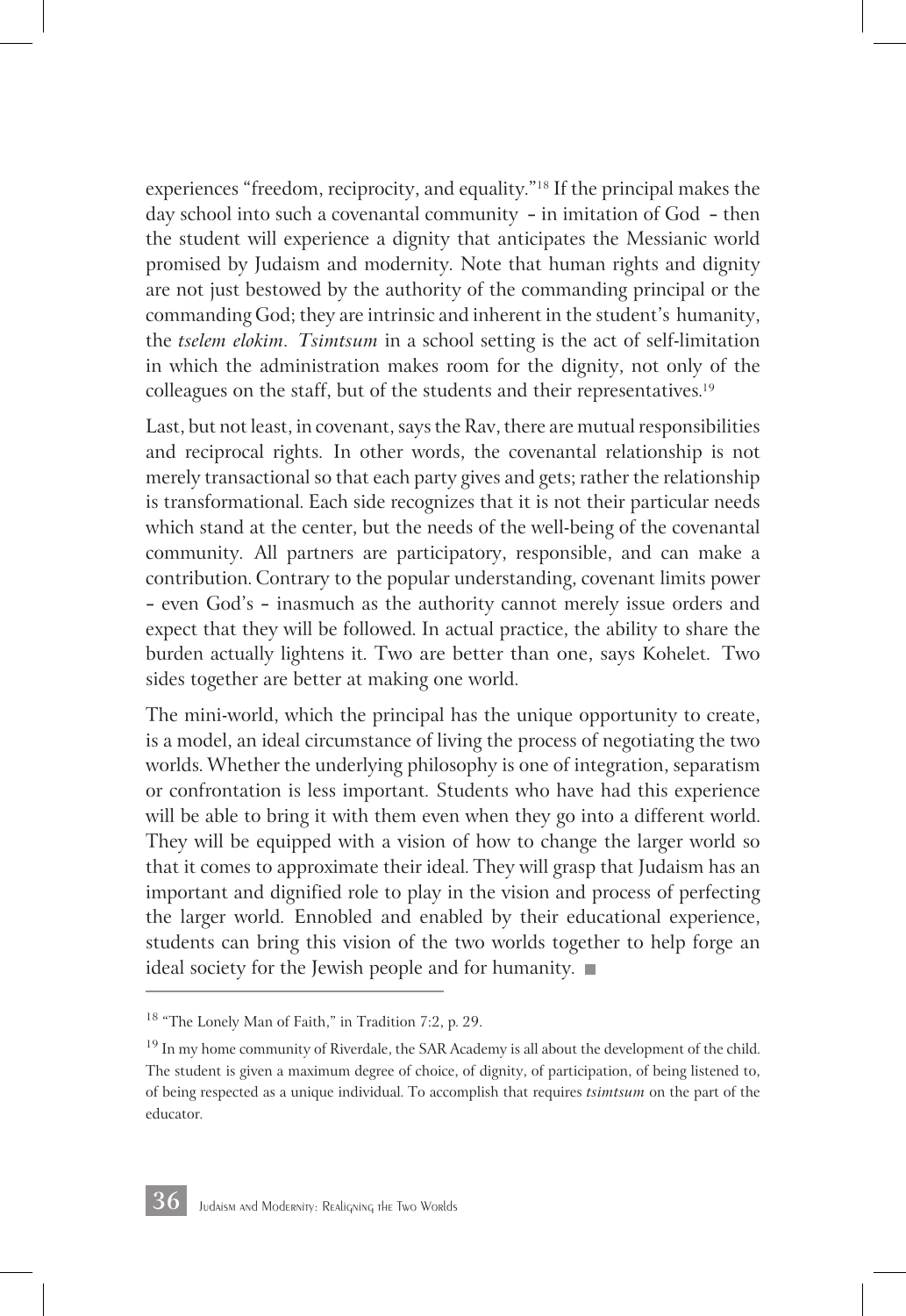experiences "freedom, reciprocity, and equality."[18] If the principal makes the day school into such a covenantal community - in imitation of God - then the student will experience a dignity that anticipates the Messianic world promised by Judaism and modernity. Note that human rights and dignity are not just bestowed by the authority of the commanding principal or the commanding God; they are intrinsic and inherent in the student's humanity, the *tselem elokim*. *Tsimtsum* in a school setting is the act of self-limitation in which the administration makes room for the dignity, not only of the colleagues on the staff, but of the students and their representatives.[19]

Last, but not least, in covenant, says the Rav, there are mutual responsibilities and reciprocal rights. In other words, the covenantal relationship is not merely transactional so that each party gives and gets; rather the relationship is transformational. Each side recognizes that it is not their particular needs which stand at the center, but the needs of the well-being of the covenantal community. All partners are participatory, responsible, and can make a contribution. Contrary to the popular understanding, covenant limits power - even God's - inasmuch as the authority cannot merely issue orders and expect that they will be followed. In actual practice, the ability to share the burden actually lightens it. Two are better than one, says Kohelet. Two sides together are better at making one world.

The mini-world, which the principal has the unique opportunity to create, is a model, an ideal circumstance of living the process of negotiating the two worlds. Whether the underlying philosophy is one of integration, separatism or confrontation is less important. Students who have had this experience will be able to bring it with them even when they go into a different world. They will be equipped with a vision of how to change the larger world so that it comes to approximate their ideal. They will grasp that Judaism has an important and dignified role to play in the vision and process of perfecting the larger world. Ennobled and enabled by their educational experience, students can bring this vision of the two worlds together to help forge an ideal society for the Jewish people and for humanity. ■

---

[18] "The Lonely Man of Faith," in Tradition 7:2, p. 29.

[19] In my home community of Riverdale, the SAR Academy is all about the development of the child. The student is given a maximum degree of choice, of dignity, of participation, of being listened to, of being respected as a unique individual. To accomplish that requires *tsimtsum* on the part of the educator.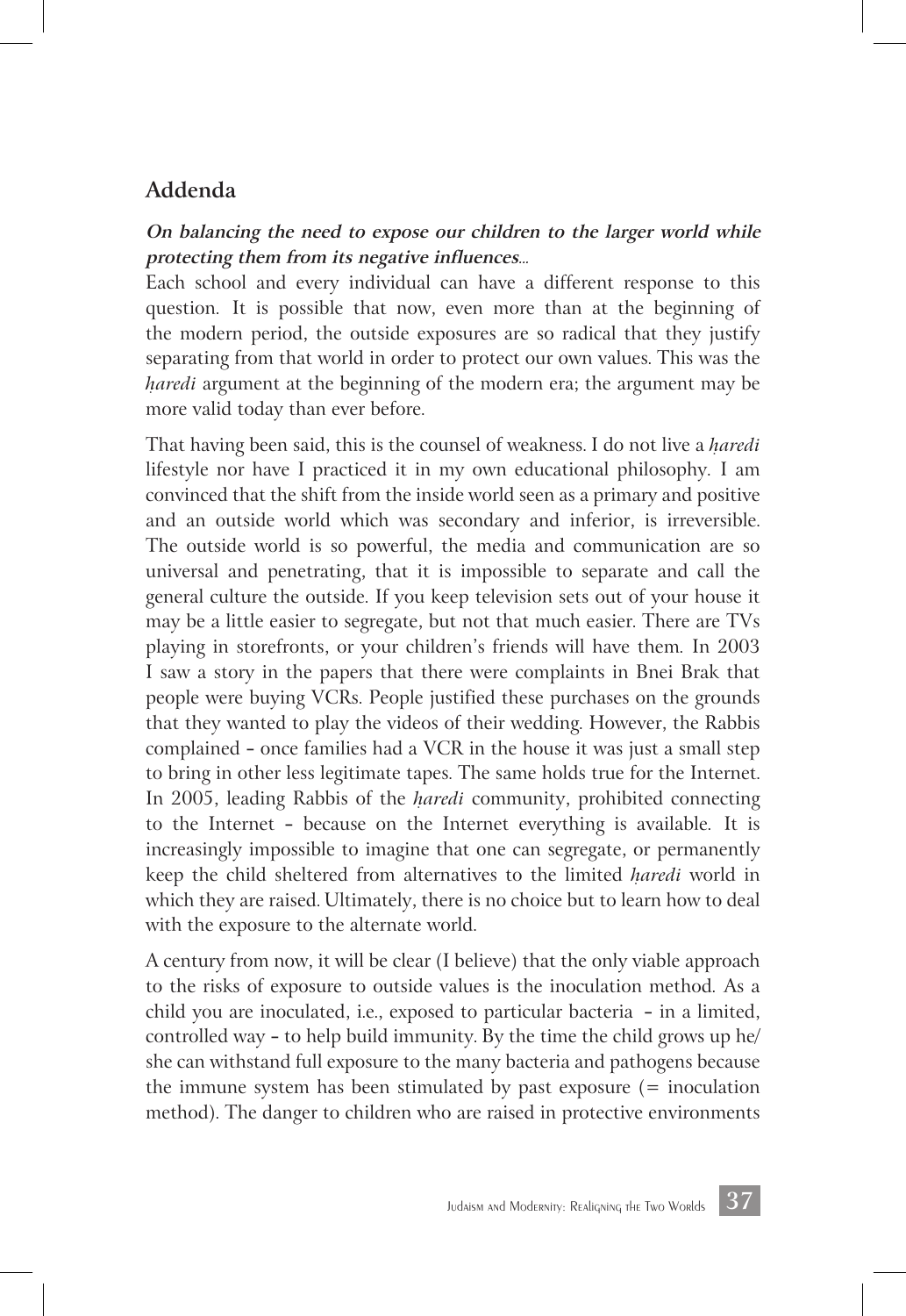## Addenda

***On balancing the need to expose our children to the larger world while protecting them from its negative influences...***

Each school and every individual can have a different response to this question. It is possible that now, even more than at the beginning of the modern period, the outside exposures are so radical that they justify separating from that world in order to protect our own values. This was the *ḥaredi* argument at the beginning of the modern era; the argument may be more valid today than ever before.

That having been said, this is the counsel of weakness. I do not live a *ḥaredi* lifestyle nor have I practiced it in my own educational philosophy. I am convinced that the shift from the inside world seen as a primary and positive and an outside world which was secondary and inferior, is irreversible. The outside world is so powerful, the media and communication are so universal and penetrating, that it is impossible to separate and call the general culture the outside. If you keep television sets out of your house it may be a little easier to segregate, but not that much easier. There are TVs playing in storefronts, or your children's friends will have them. In 2003 I saw a story in the papers that there were complaints in Bnei Brak that people were buying VCRs. People justified these purchases on the grounds that they wanted to play the videos of their wedding. However, the Rabbis complained – once families had a VCR in the house it was just a small step to bring in other less legitimate tapes. The same holds true for the Internet. In 2005, leading Rabbis of the *ḥaredi* community, prohibited connecting to the Internet – because on the Internet everything is available. It is increasingly impossible to imagine that one can segregate, or permanently keep the child sheltered from alternatives to the limited *ḥaredi* world in which they are raised. Ultimately, there is no choice but to learn how to deal with the exposure to the alternate world.

A century from now, it will be clear (I believe) that the only viable approach to the risks of exposure to outside values is the inoculation method. As a child you are inoculated, i.e., exposed to particular bacteria – in a limited, controlled way – to help build immunity. By the time the child grows up he/she can withstand full exposure to the many bacteria and pathogens because the immune system has been stimulated by past exposure (= inoculation method). The danger to children who are raised in protective environments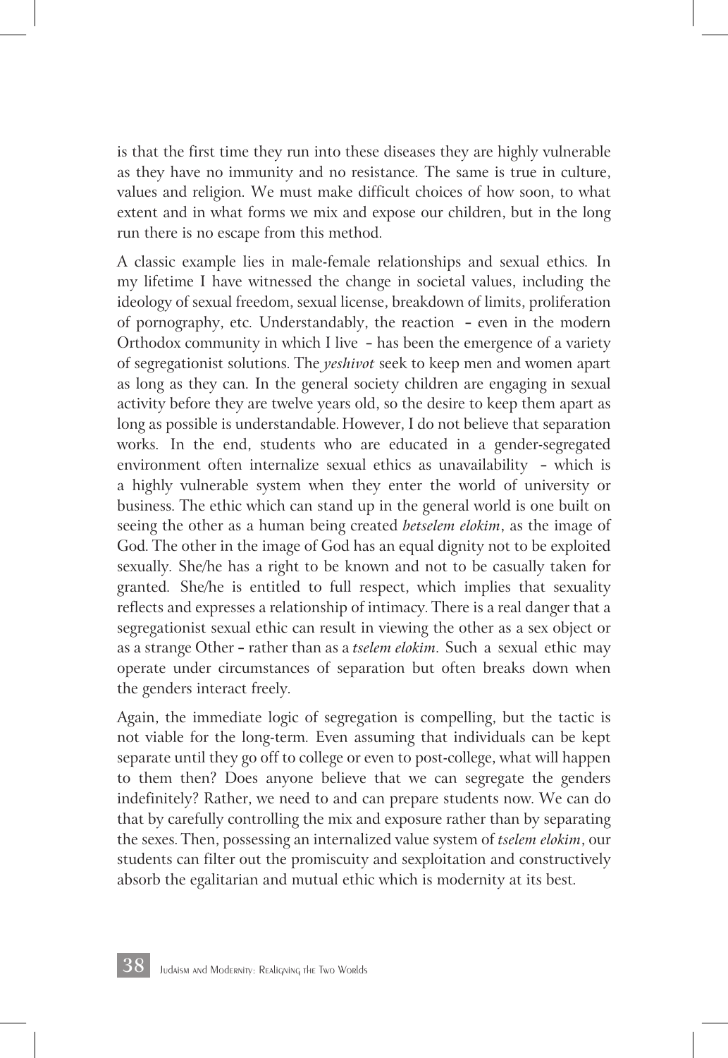is that the first time they run into these diseases they are highly vulnerable as they have no immunity and no resistance. The same is true in culture, values and religion. We must make difficult choices of how soon, to what extent and in what forms we mix and expose our children, but in the long run there is no escape from this method.

A classic example lies in male-female relationships and sexual ethics. In my lifetime I have witnessed the change in societal values, including the ideology of sexual freedom, sexual license, breakdown of limits, proliferation of pornography, etc. Understandably, the reaction – even in the modern Orthodox community in which I live – has been the emergence of a variety of segregationist solutions. The *yeshivot* seek to keep men and women apart as long as they can. In the general society children are engaging in sexual activity before they are twelve years old, so the desire to keep them apart as long as possible is understandable. However, I do not believe that separation works. In the end, students who are educated in a gender-segregated environment often internalize sexual ethics as unavailability – which is a highly vulnerable system when they enter the world of university or business. The ethic which can stand up in the general world is one built on seeing the other as a human being created *betselem elokim*, as the image of God. The other in the image of God has an equal dignity not to be exploited sexually. She/he has a right to be known and not to be casually taken for granted. She/he is entitled to full respect, which implies that sexuality reflects and expresses a relationship of intimacy. There is a real danger that a segregationist sexual ethic can result in viewing the other as a sex object or as a strange Other – rather than as a *tselem elokim*. Such a sexual ethic may operate under circumstances of separation but often breaks down when the genders interact freely.

Again, the immediate logic of segregation is compelling, but the tactic is not viable for the long-term. Even assuming that individuals can be kept separate until they go off to college or even to post-college, what will happen to them then? Does anyone believe that we can segregate the genders indefinitely? Rather, we need to and can prepare students now. We can do that by carefully controlling the mix and exposure rather than by separating the sexes. Then, possessing an internalized value system of *tselem elokim*, our students can filter out the promiscuity and sexploitation and constructively absorb the egalitarian and mutual ethic which is modernity at its best.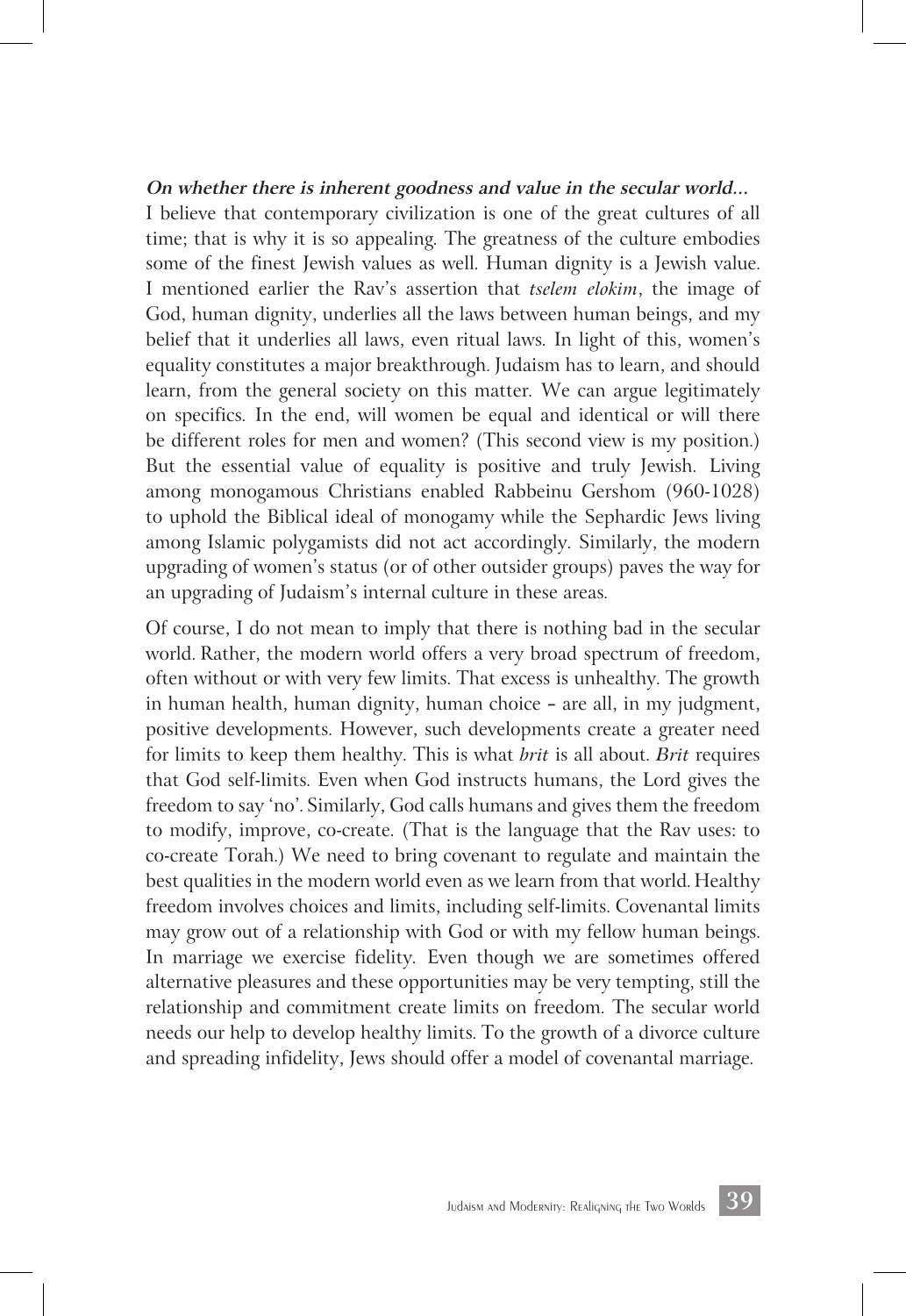***On whether there is inherent goodness and value in the secular world…***

I believe that contemporary civilization is one of the great cultures of all time; that is why it is so appealing. The greatness of the culture embodies some of the finest Jewish values as well. Human dignity is a Jewish value. I mentioned earlier the Rav's assertion that *tselem elokim*, the image of God, human dignity, underlies all the laws between human beings, and my belief that it underlies all laws, even ritual laws. In light of this, women's equality constitutes a major breakthrough. Judaism has to learn, and should learn, from the general society on this matter. We can argue legitimately on specifics. In the end, will women be equal and identical or will there be different roles for men and women? (This second view is my position.) But the essential value of equality is positive and truly Jewish. Living among monogamous Christians enabled Rabbeinu Gershom (960-1028) to uphold the Biblical ideal of monogamy while the Sephardic Jews living among Islamic polygamists did not act accordingly. Similarly, the modern upgrading of women's status (or of other outsider groups) paves the way for an upgrading of Judaism's internal culture in these areas.

Of course, I do not mean to imply that there is nothing bad in the secular world. Rather, the modern world offers a very broad spectrum of freedom, often without or with very few limits. That excess is unhealthy. The growth in human health, human dignity, human choice – are all, in my judgment, positive developments. However, such developments create a greater need for limits to keep them healthy. This is what *brit* is all about. *Brit* requires that God self-limits. Even when God instructs humans, the Lord gives the freedom to say 'no'. Similarly, God calls humans and gives them the freedom to modify, improve, co-create. (That is the language that the Rav uses: to co-create Torah.) We need to bring covenant to regulate and maintain the best qualities in the modern world even as we learn from that world. Healthy freedom involves choices and limits, including self-limits. Covenantal limits may grow out of a relationship with God or with my fellow human beings. In marriage we exercise fidelity. Even though we are sometimes offered alternative pleasures and these opportunities may be very tempting, still the relationship and commitment create limits on freedom. The secular world needs our help to develop healthy limits. To the growth of a divorce culture and spreading infidelity, Jews should offer a model of covenantal marriage.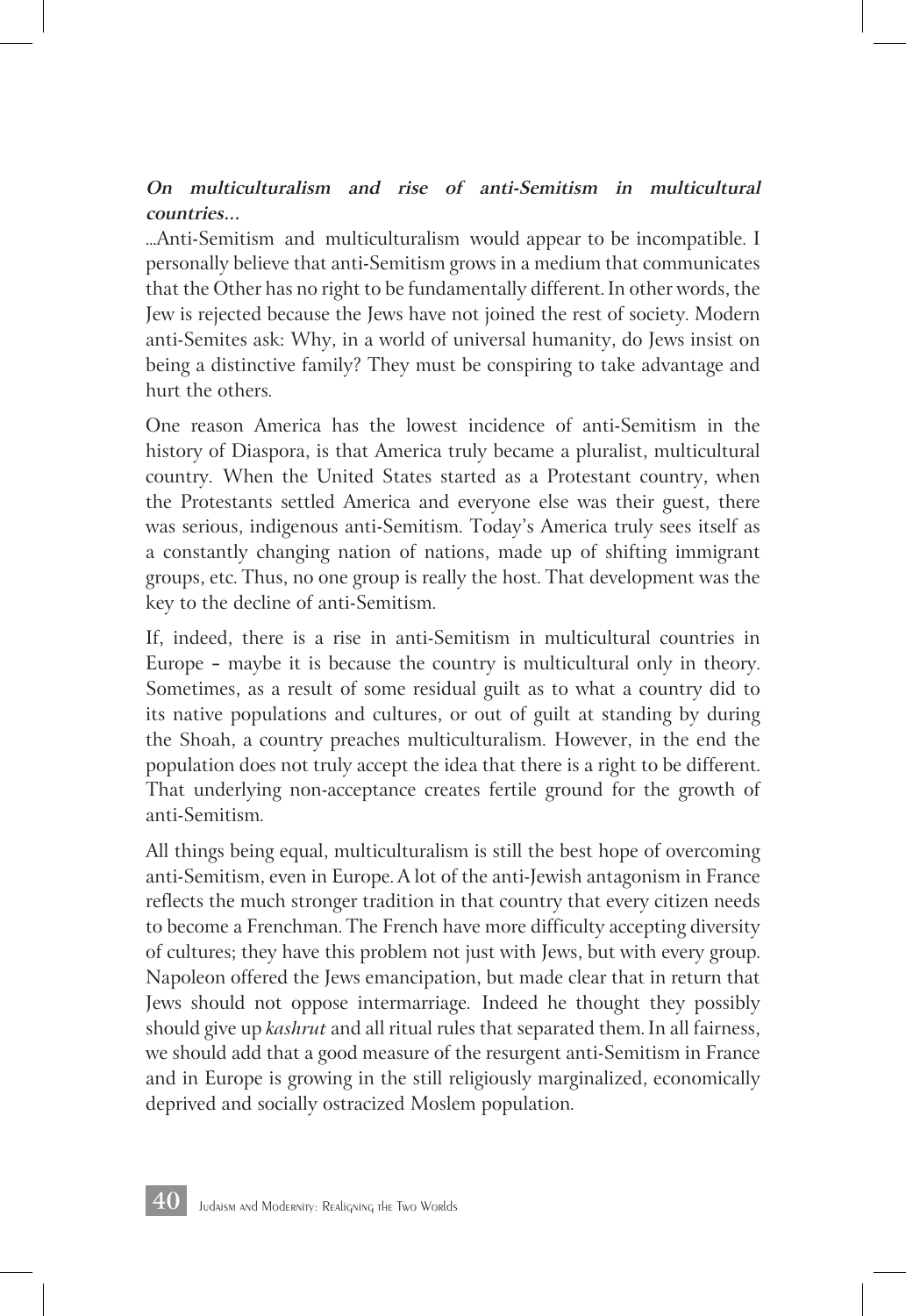***On multiculturalism and rise of anti-Semitism in multicultural countries…***

…Anti-Semitism and multiculturalism would appear to be incompatible. I personally believe that anti-Semitism grows in a medium that communicates that the Other has no right to be fundamentally different. In other words, the Jew is rejected because the Jews have not joined the rest of society. Modern anti-Semites ask: Why, in a world of universal humanity, do Jews insist on being a distinctive family? They must be conspiring to take advantage and hurt the others.

One reason America has the lowest incidence of anti-Semitism in the history of Diaspora, is that America truly became a pluralist, multicultural country. When the United States started as a Protestant country, when the Protestants settled America and everyone else was their guest, there was serious, indigenous anti-Semitism. Today's America truly sees itself as a constantly changing nation of nations, made up of shifting immigrant groups, etc. Thus, no one group is really the host. That development was the key to the decline of anti-Semitism.

If, indeed, there is a rise in anti-Semitism in multicultural countries in Europe – maybe it is because the country is multicultural only in theory. Sometimes, as a result of some residual guilt as to what a country did to its native populations and cultures, or out of guilt at standing by during the Shoah, a country preaches multiculturalism. However, in the end the population does not truly accept the idea that there is a right to be different. That underlying non-acceptance creates fertile ground for the growth of anti-Semitism.

All things being equal, multiculturalism is still the best hope of overcoming anti-Semitism, even in Europe. A lot of the anti-Jewish antagonism in France reflects the much stronger tradition in that country that every citizen needs to become a Frenchman. The French have more difficulty accepting diversity of cultures; they have this problem not just with Jews, but with every group. Napoleon offered the Jews emancipation, but made clear that in return that Jews should not oppose intermarriage. Indeed he thought they possibly should give up *kashrut* and all ritual rules that separated them. In all fairness, we should add that a good measure of the resurgent anti-Semitism in France and in Europe is growing in the still religiously marginalized, economically deprived and socially ostracized Moslem population.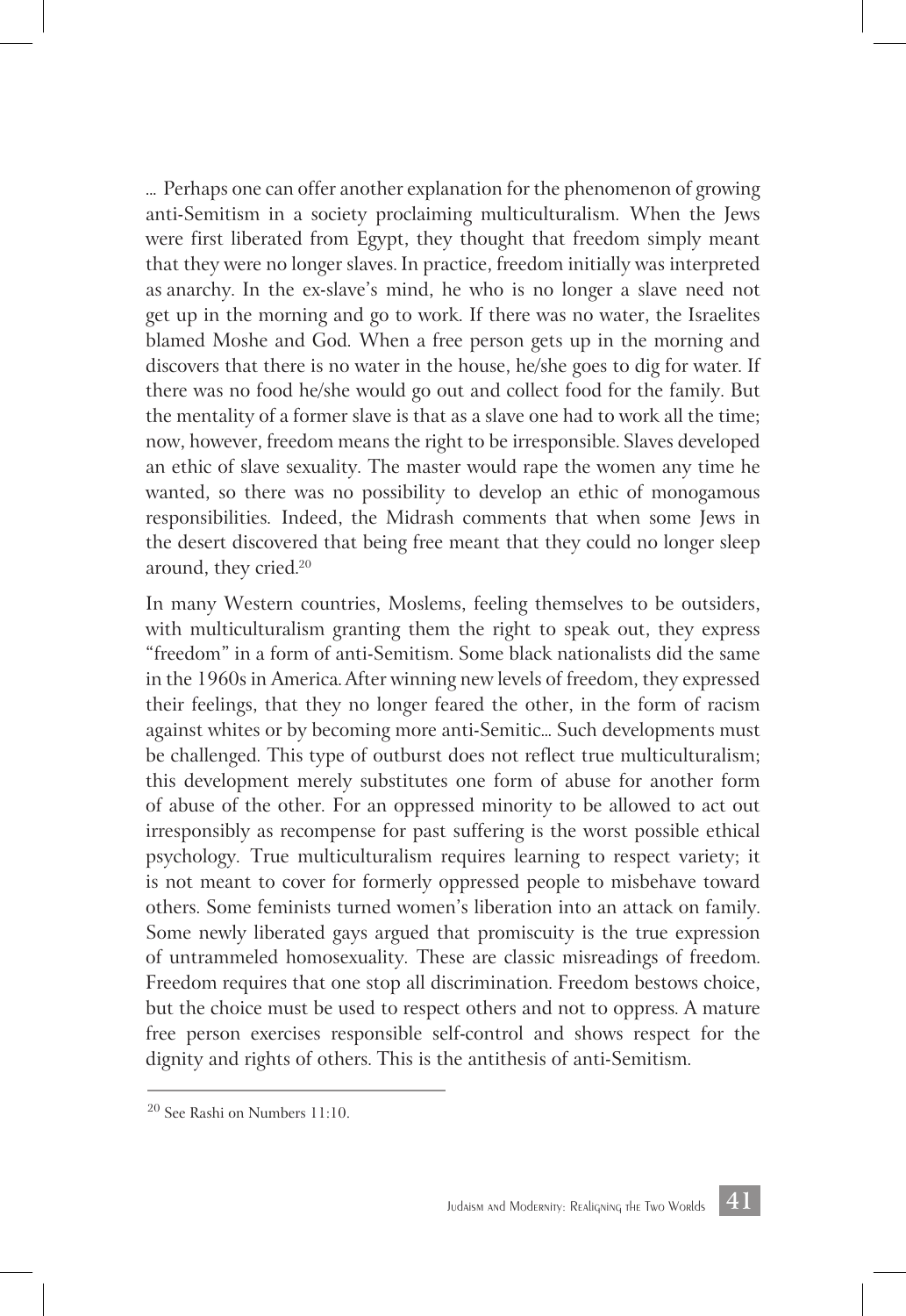... Perhaps one can offer another explanation for the phenomenon of growing anti-Semitism in a society proclaiming multiculturalism. When the Jews were first liberated from Egypt, they thought that freedom simply meant that they were no longer slaves. In practice, freedom initially was interpreted as anarchy. In the ex-slave's mind, he who is no longer a slave need not get up in the morning and go to work. If there was no water, the Israelites blamed Moshe and God. When a free person gets up in the morning and discovers that there is no water in the house, he/she goes to dig for water. If there was no food he/she would go out and collect food for the family. But the mentality of a former slave is that as a slave one had to work all the time; now, however, freedom means the right to be irresponsible. Slaves developed an ethic of slave sexuality. The master would rape the women any time he wanted, so there was no possibility to develop an ethic of monogamous responsibilities. Indeed, the Midrash comments that when some Jews in the desert discovered that being free meant that they could no longer sleep around, they cried.[20]

In many Western countries, Moslems, feeling themselves to be outsiders, with multiculturalism granting them the right to speak out, they express "freedom" in a form of anti-Semitism. Some black nationalists did the same in the 1960s in America. After winning new levels of freedom, they expressed their feelings, that they no longer feared the other, in the form of racism against whites or by becoming more anti-Semitic... Such developments must be challenged. This type of outburst does not reflect true multiculturalism; this development merely substitutes one form of abuse for another form of abuse of the other. For an oppressed minority to be allowed to act out irresponsibly as recompense for past suffering is the worst possible ethical psychology. True multiculturalism requires learning to respect variety; it is not meant to cover for formerly oppressed people to misbehave toward others. Some feminists turned women's liberation into an attack on family. Some newly liberated gays argued that promiscuity is the true expression of untrammeled homosexuality. These are classic misreadings of freedom. Freedom requires that one stop all discrimination. Freedom bestows choice, but the choice must be used to respect others and not to oppress. A mature free person exercises responsible self-control and shows respect for the dignity and rights of others. This is the antithesis of anti-Semitism.

---

[20] See Rashi on Numbers 11:10.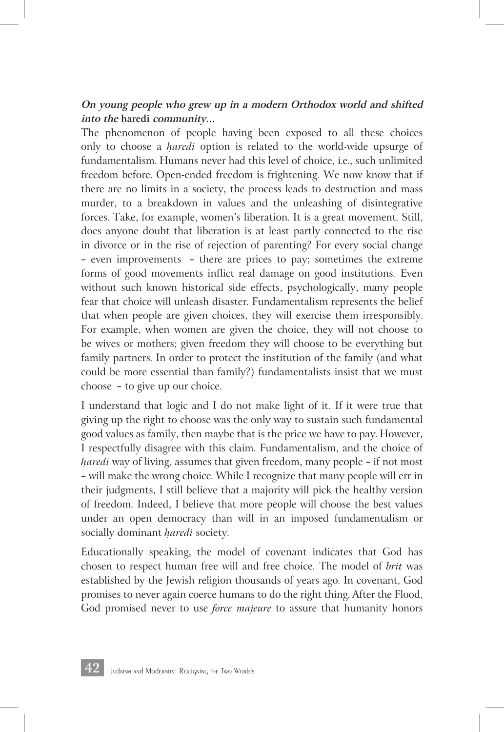***On young people who grew up in a modern Orthodox world and shifted into the* ḥaredi *community...***

The phenomenon of people having been exposed to all these choices only to choose a *ḥaredi* option is related to the world-wide upsurge of fundamentalism. Humans never had this level of choice, i.e., such unlimited freedom before. Open-ended freedom is frightening. We now know that if there are no limits in a society, the process leads to destruction and mass murder, to a breakdown in values and the unleashing of disintegrative forces. Take, for example, women's liberation. It is a great movement. Still, does anyone doubt that liberation is at least partly connected to the rise in divorce or in the rise of rejection of parenting? For every social change – even improvements – there are prices to pay; sometimes the extreme forms of good movements inflict real damage on good institutions. Even without such known historical side effects, psychologically, many people fear that choice will unleash disaster. Fundamentalism represents the belief that when people are given choices, they will exercise them irresponsibly. For example, when women are given the choice, they will not choose to be wives or mothers; given freedom they will choose to be everything but family partners. In order to protect the institution of the family (and what could be more essential than family?) fundamentalists insist that we must choose – to give up our choice.

I understand that logic and I do not make light of it. If it were true that giving up the right to choose was the only way to sustain such fundamental good values as family, then maybe that is the price we have to pay. However, I respectfully disagree with this claim. Fundamentalism, and the choice of *ḥaredi* way of living, assumes that given freedom, many people – if not most – will make the wrong choice. While I recognize that many people will err in their judgments, I still believe that a majority will pick the healthy version of freedom. Indeed, I believe that more people will choose the best values under an open democracy than will in an imposed fundamentalism or socially dominant *ḥaredi* society.

Educationally speaking, the model of covenant indicates that God has chosen to respect human free will and free choice. The model of *brit* was established by the Jewish religion thousands of years ago. In covenant, God promises to never again coerce humans to do the right thing. After the Flood, God promised never to use *force majeure* to assure that humanity honors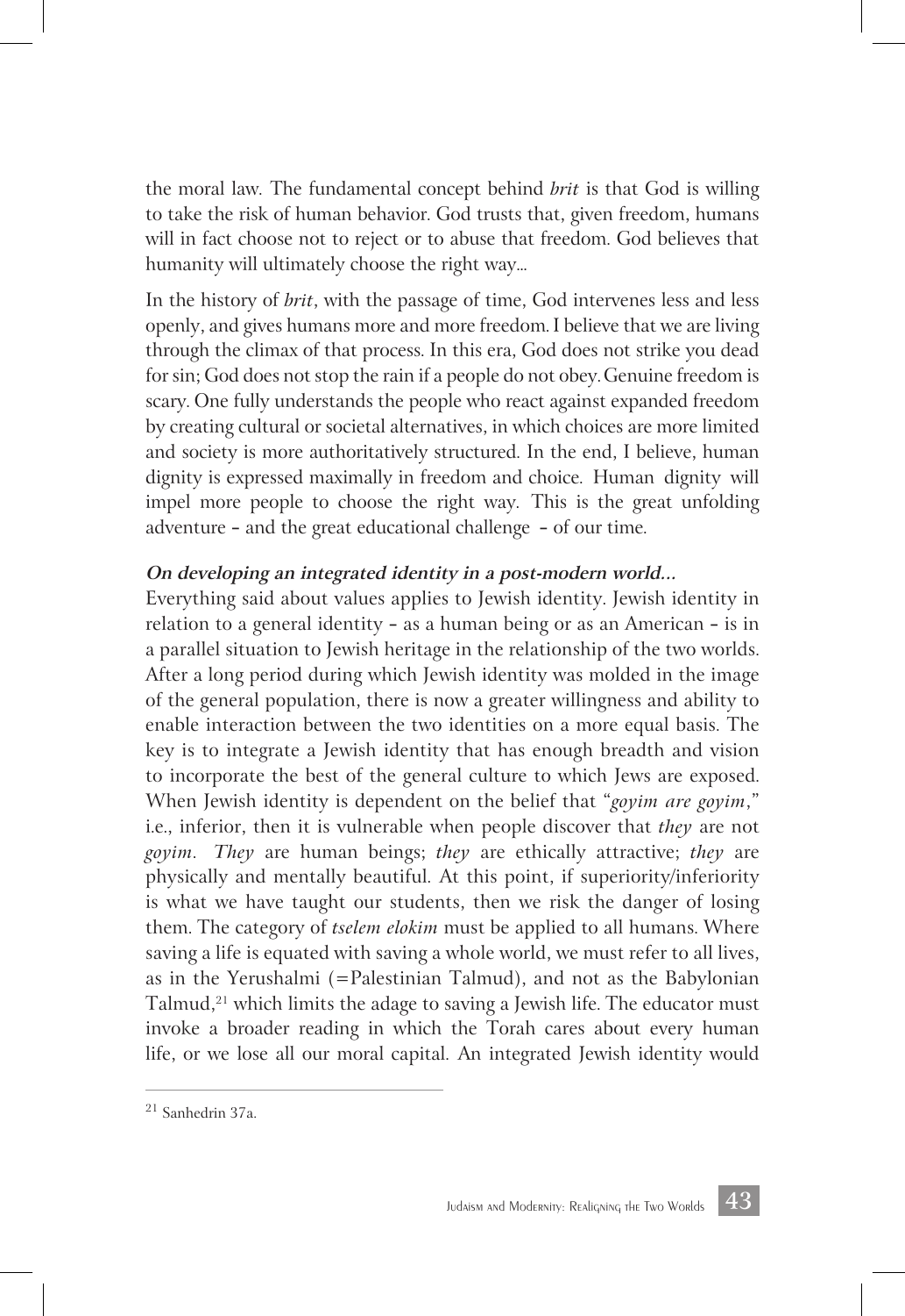the moral law. The fundamental concept behind *brit* is that God is willing to take the risk of human behavior. God trusts that, given freedom, humans will in fact choose not to reject or to abuse that freedom. God believes that humanity will ultimately choose the right way...

In the history of *brit*, with the passage of time, God intervenes less and less openly, and gives humans more and more freedom. I believe that we are living through the climax of that process. In this era, God does not strike you dead for sin; God does not stop the rain if a people do not obey. Genuine freedom is scary. One fully understands the people who react against expanded freedom by creating cultural or societal alternatives, in which choices are more limited and society is more authoritatively structured. In the end, I believe, human dignity is expressed maximally in freedom and choice. Human dignity will impel more people to choose the right way. This is the great unfolding adventure – and the great educational challenge – of our time.

***On developing an integrated identity in a post-modern world...***

Everything said about values applies to Jewish identity. Jewish identity in relation to a general identity – as a human being or as an American – is in a parallel situation to Jewish heritage in the relationship of the two worlds. After a long period during which Jewish identity was molded in the image of the general population, there is now a greater willingness and ability to enable interaction between the two identities on a more equal basis. The key is to integrate a Jewish identity that has enough breadth and vision to incorporate the best of the general culture to which Jews are exposed. When Jewish identity is dependent on the belief that "*goyim are goyim*," i.e., inferior, then it is vulnerable when people discover that *they* are not *goyim*. *They* are human beings; *they* are ethically attractive; *they* are physically and mentally beautiful. At this point, if superiority/inferiority is what we have taught our students, then we risk the danger of losing them. The category of *tselem elokim* must be applied to all humans. Where saving a life is equated with saving a whole world, we must refer to all lives, as in the Yerushalmi (=Palestinian Talmud), and not as the Babylonian Talmud,[21] which limits the adage to saving a Jewish life. The educator must invoke a broader reading in which the Torah cares about every human life, or we lose all our moral capital. An integrated Jewish identity would

---

[21] Sanhedrin 37a.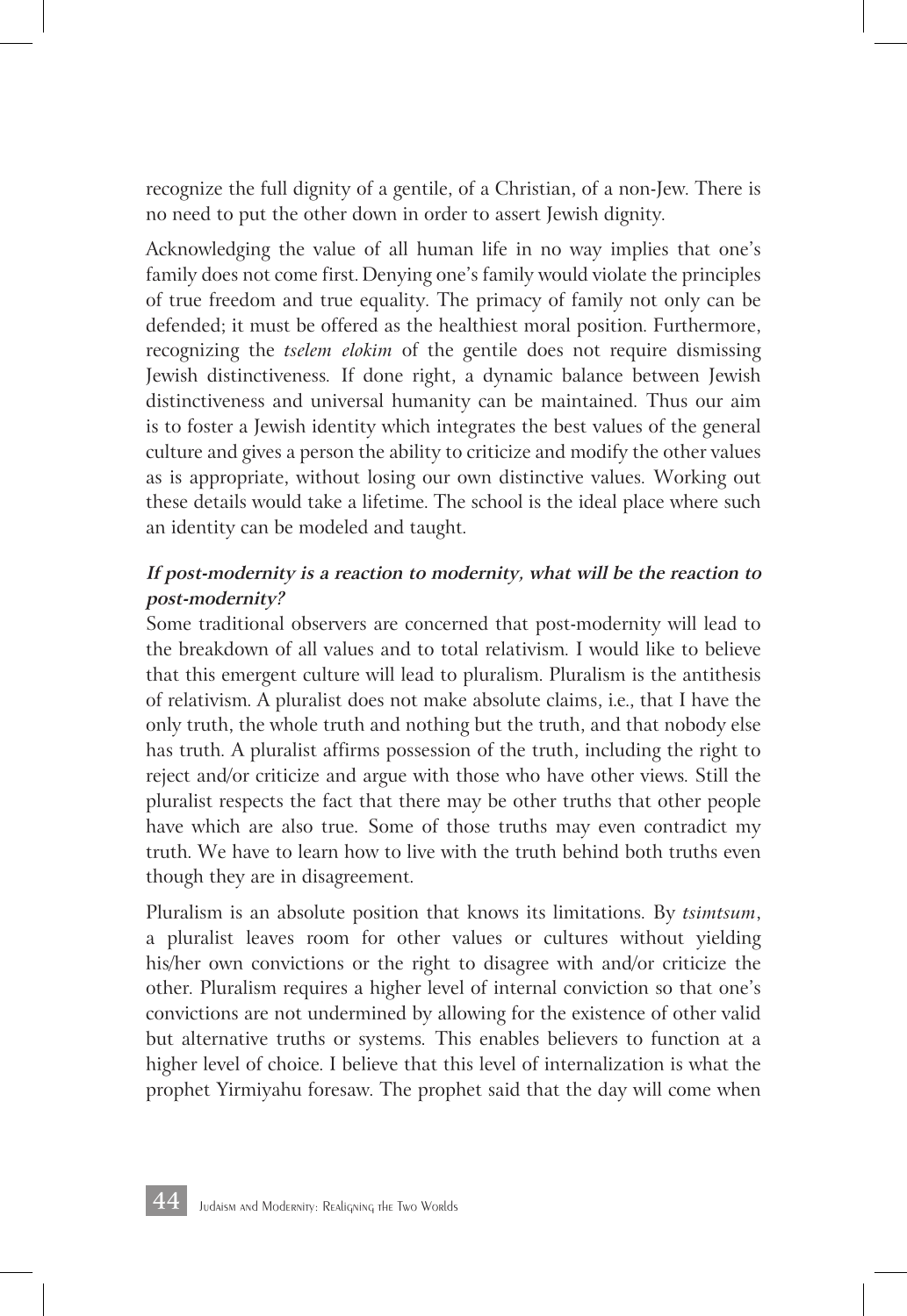recognize the full dignity of a gentile, of a Christian, of a non-Jew. There is no need to put the other down in order to assert Jewish dignity.

Acknowledging the value of all human life in no way implies that one's family does not come first. Denying one's family would violate the principles of true freedom and true equality. The primacy of family not only can be defended; it must be offered as the healthiest moral position. Furthermore, recognizing the *tselem elokim* of the gentile does not require dismissing Jewish distinctiveness. If done right, a dynamic balance between Jewish distinctiveness and universal humanity can be maintained. Thus our aim is to foster a Jewish identity which integrates the best values of the general culture and gives a person the ability to criticize and modify the other values as is appropriate, without losing our own distinctive values. Working out these details would take a lifetime. The school is the ideal place where such an identity can be modeled and taught.

### *If post-modernity is a reaction to modernity, what will be the reaction to post-modernity?*

Some traditional observers are concerned that post-modernity will lead to the breakdown of all values and to total relativism. I would like to believe that this emergent culture will lead to pluralism. Pluralism is the antithesis of relativism. A pluralist does not make absolute claims, i.e., that I have the only truth, the whole truth and nothing but the truth, and that nobody else has truth. A pluralist affirms possession of the truth, including the right to reject and/or criticize and argue with those who have other views. Still the pluralist respects the fact that there may be other truths that other people have which are also true. Some of those truths may even contradict my truth. We have to learn how to live with the truth behind both truths even though they are in disagreement.

Pluralism is an absolute position that knows its limitations. By *tsimtsum*, a pluralist leaves room for other values or cultures without yielding his/her own convictions or the right to disagree with and/or criticize the other. Pluralism requires a higher level of internal conviction so that one's convictions are not undermined by allowing for the existence of other valid but alternative truths or systems. This enables believers to function at a higher level of choice. I believe that this level of internalization is what the prophet Yirmiyahu foresaw. The prophet said that the day will come when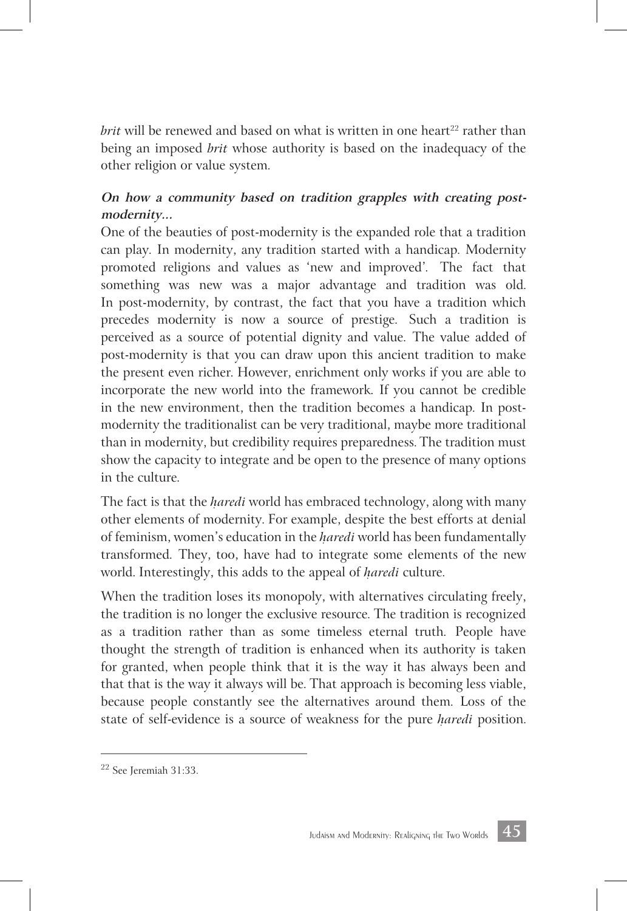*brit* will be renewed and based on what is written in one heart[22] rather than being an imposed *brit* whose authority is based on the inadequacy of the other religion or value system.

***On how a community based on tradition grapples with creating post-modernity...***

One of the beauties of post-modernity is the expanded role that a tradition can play. In modernity, any tradition started with a handicap. Modernity promoted religions and values as 'new and improved'. The fact that something was new was a major advantage and tradition was old. In post-modernity, by contrast, the fact that you have a tradition which precedes modernity is now a source of prestige. Such a tradition is perceived as a source of potential dignity and value. The value added of post-modernity is that you can draw upon this ancient tradition to make the present even richer. However, enrichment only works if you are able to incorporate the new world into the framework. If you cannot be credible in the new environment, then the tradition becomes a handicap. In post-modernity the traditionalist can be very traditional, maybe more traditional than in modernity, but credibility requires preparedness. The tradition must show the capacity to integrate and be open to the presence of many options in the culture.

The fact is that the *ḥaredi* world has embraced technology, along with many other elements of modernity. For example, despite the best efforts at denial of feminism, women's education in the *ḥaredi* world has been fundamentally transformed. They, too, have had to integrate some elements of the new world. Interestingly, this adds to the appeal of *ḥaredi* culture.

When the tradition loses its monopoly, with alternatives circulating freely, the tradition is no longer the exclusive resource. The tradition is recognized as a tradition rather than as some timeless eternal truth. People have thought the strength of tradition is enhanced when its authority is taken for granted, when people think that it is the way it has always been and that that is the way it always will be. That approach is becoming less viable, because people constantly see the alternatives around them. Loss of the state of self-evidence is a source of weakness for the pure *ḥaredi* position.

---

[22] See Jeremiah 31:33.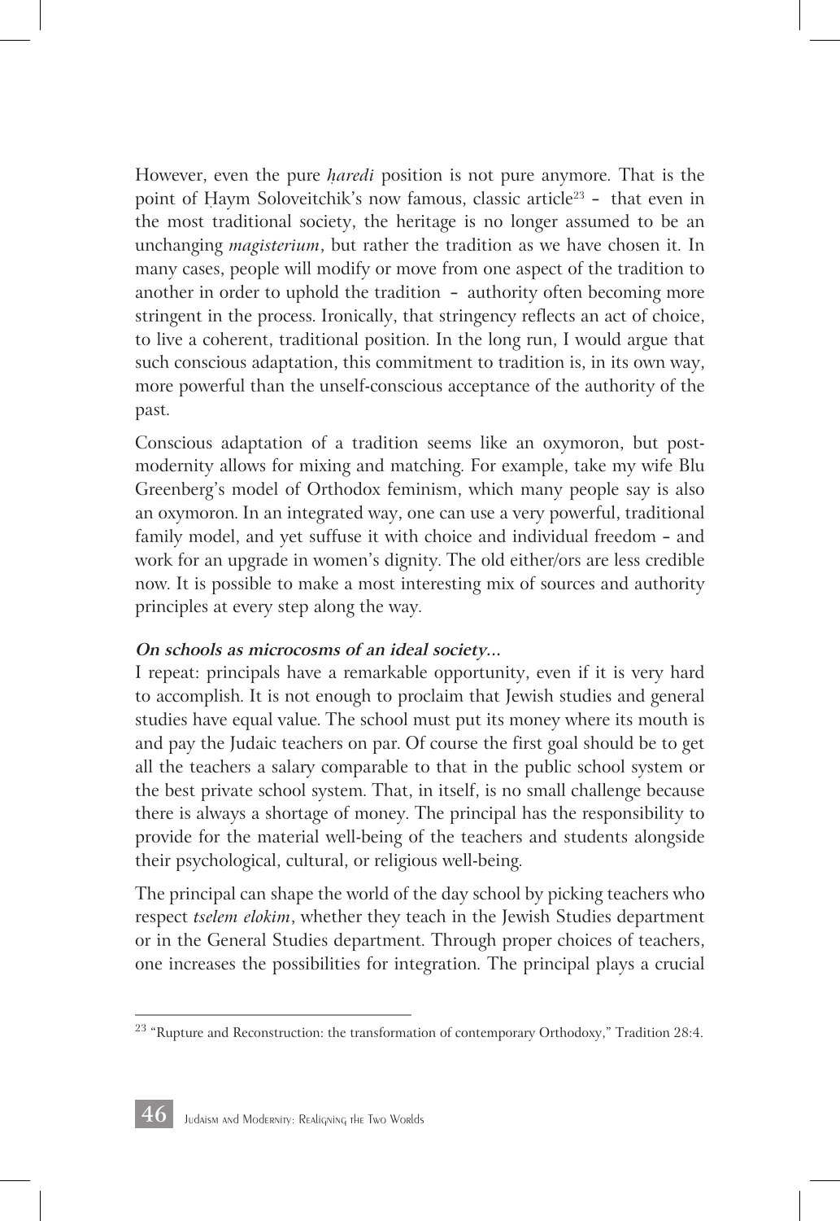However, even the pure *ḥaredi* position is not pure anymore. That is the point of Ḥaym Soloveitchik's now famous, classic article[23] – that even in the most traditional society, the heritage is no longer assumed to be an unchanging *magisterium*, but rather the tradition as we have chosen it. In many cases, people will modify or move from one aspect of the tradition to another in order to uphold the tradition – authority often becoming more stringent in the process. Ironically, that stringency reflects an act of choice, to live a coherent, traditional position. In the long run, I would argue that such conscious adaptation, this commitment to tradition is, in its own way, more powerful than the unself-conscious acceptance of the authority of the past.

Conscious adaptation of a tradition seems like an oxymoron, but post-modernity allows for mixing and matching. For example, take my wife Blu Greenberg's model of Orthodox feminism, which many people say is also an oxymoron. In an integrated way, one can use a very powerful, traditional family model, and yet suffuse it with choice and individual freedom – and work for an upgrade in women's dignity. The old either/ors are less credible now. It is possible to make a most interesting mix of sources and authority principles at every step along the way.

***On schools as microcosms of an ideal society...***

I repeat: principals have a remarkable opportunity, even if it is very hard to accomplish. It is not enough to proclaim that Jewish studies and general studies have equal value. The school must put its money where its mouth is and pay the Judaic teachers on par. Of course the first goal should be to get all the teachers a salary comparable to that in the public school system or the best private school system. That, in itself, is no small challenge because there is always a shortage of money. The principal has the responsibility to provide for the material well-being of the teachers and students alongside their psychological, cultural, or religious well-being.

The principal can shape the world of the day school by picking teachers who respect *tselem elokim*, whether they teach in the Jewish Studies department or in the General Studies department. Through proper choices of teachers, one increases the possibilities for integration. The principal plays a crucial

---

[23] "Rupture and Reconstruction: the transformation of contemporary Orthodoxy," Tradition 28:4.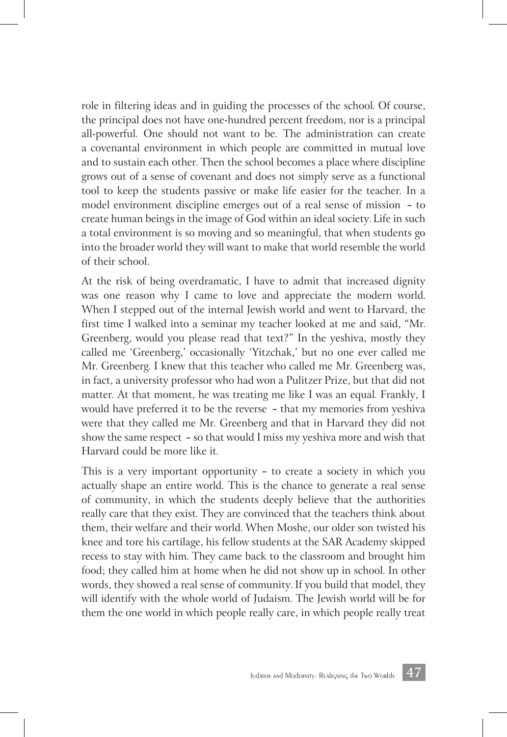role in filtering ideas and in guiding the processes of the school. Of course, the principal does not have one-hundred percent freedom, nor is a principal all-powerful. One should not want to be. The administration can create a covenantal environment in which people are committed in mutual love and to sustain each other. Then the school becomes a place where discipline grows out of a sense of covenant and does not simply serve as a functional tool to keep the students passive or make life easier for the teacher. In a model environment discipline emerges out of a real sense of mission – to create human beings in the image of God within an ideal society. Life in such a total environment is so moving and so meaningful, that when students go into the broader world they will want to make that world resemble the world of their school.

At the risk of being overdramatic, I have to admit that increased dignity was one reason why I came to love and appreciate the modern world. When I stepped out of the internal Jewish world and went to Harvard, the first time I walked into a seminar my teacher looked at me and said, "Mr. Greenberg, would you please read that text?" In the yeshiva, mostly they called me 'Greenberg,' occasionally 'Yitzchak,' but no one ever called me Mr. Greenberg. I knew that this teacher who called me Mr. Greenberg was, in fact, a university professor who had won a Pulitzer Prize, but that did not matter. At that moment, he was treating me like I was an equal. Frankly, I would have preferred it to be the reverse – that my memories from yeshiva were that they called me Mr. Greenberg and that in Harvard they did not show the same respect – so that would I miss my yeshiva more and wish that Harvard could be more like it.

This is a very important opportunity – to create a society in which you actually shape an entire world. This is the chance to generate a real sense of community, in which the students deeply believe that the authorities really care that they exist. They are convinced that the teachers think about them, their welfare and their world. When Moshe, our older son twisted his knee and tore his cartilage, his fellow students at the SAR Academy skipped recess to stay with him. They came back to the classroom and brought him food; they called him at home when he did not show up in school. In other words, they showed a real sense of community. If you build that model, they will identify with the whole world of Judaism. The Jewish world will be for them the one world in which people really care, in which people really treat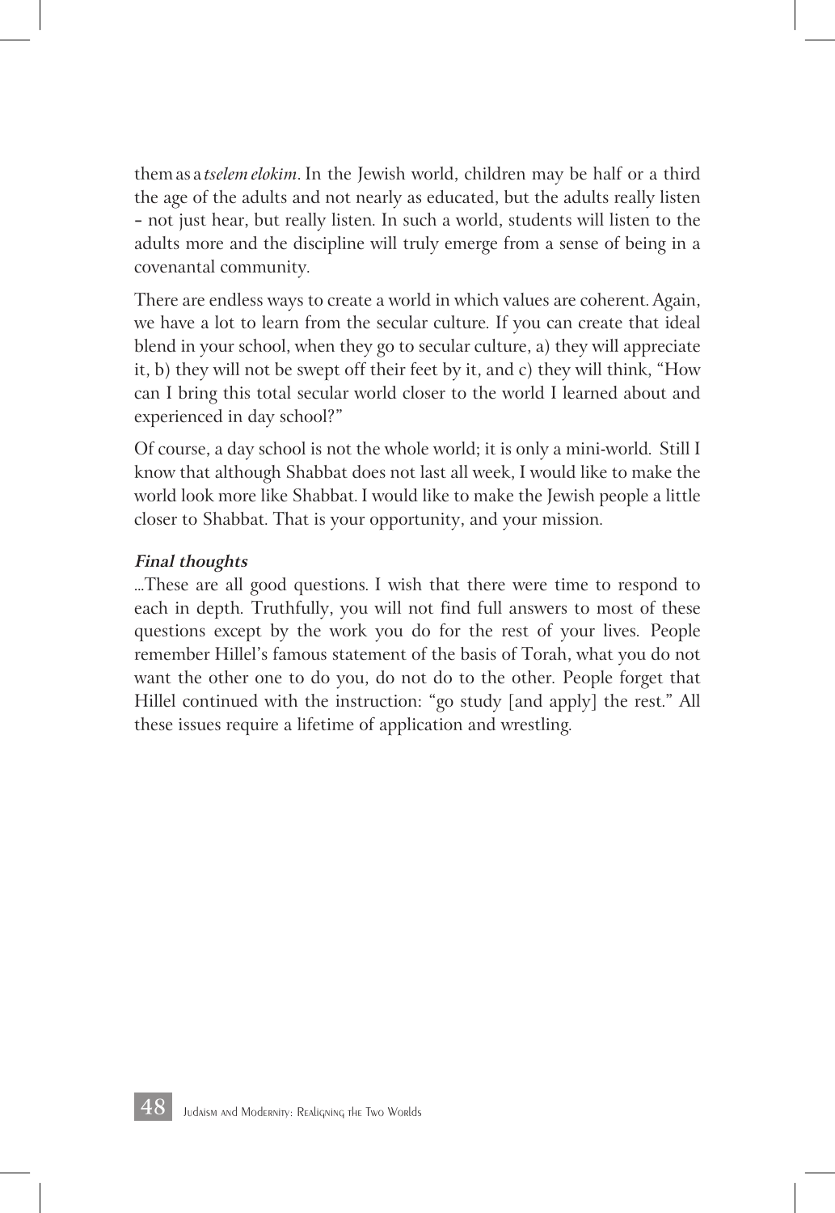them as a *tselem elokim*. In the Jewish world, children may be half or a third the age of the adults and not nearly as educated, but the adults really listen – not just hear, but really listen. In such a world, students will listen to the adults more and the discipline will truly emerge from a sense of being in a covenantal community.

There are endless ways to create a world in which values are coherent. Again, we have a lot to learn from the secular culture. If you can create that ideal blend in your school, when they go to secular culture, a) they will appreciate it, b) they will not be swept off their feet by it, and c) they will think, "How can I bring this total secular world closer to the world I learned about and experienced in day school?"

Of course, a day school is not the whole world; it is only a mini-world. Still I know that although Shabbat does not last all week, I would like to make the world look more like Shabbat. I would like to make the Jewish people a little closer to Shabbat. That is your opportunity, and your mission.

***Final thoughts***

...These are all good questions. I wish that there were time to respond to each in depth. Truthfully, you will not find full answers to most of these questions except by the work you do for the rest of your lives. People remember Hillel's famous statement of the basis of Torah, what you do not want the other one to do you, do not do to the other. People forget that Hillel continued with the instruction: "go study [and apply] the rest." All these issues require a lifetime of application and wrestling.